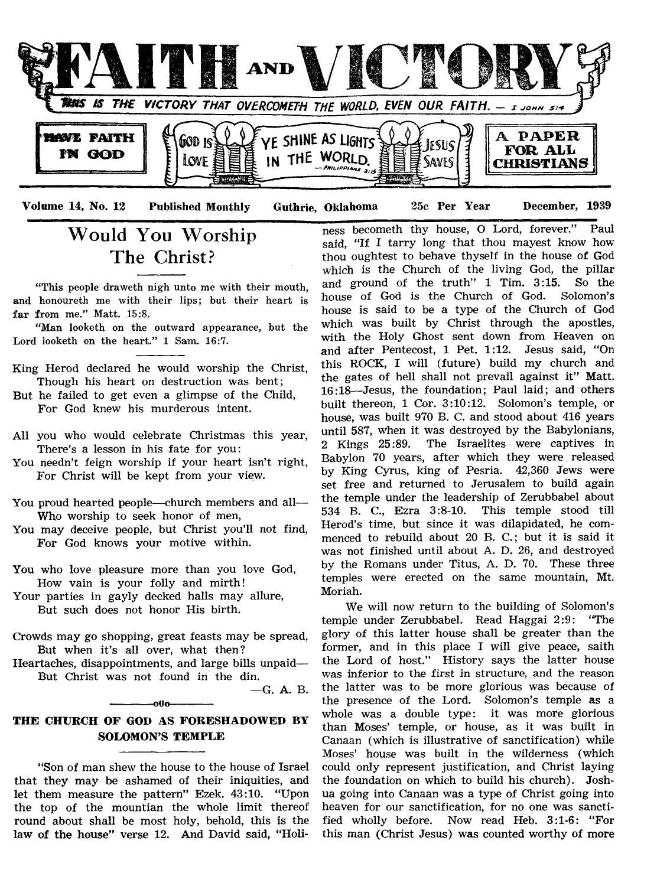# FAITH AND VICTORY

THIS IS THE VICTORY THAT OVERCOMETH THE WORLD, EVEN OUR FAITH. — I JOHN 5:4

HAVE FAITH IN GOD

GOD IS LOVE — YE SHINE AS LIGHTS IN THE WORLD. —PHILIPPIANS 2:15 — JESUS SAVES

A PAPER FOR ALL CHRISTIANS

Volume 14, No. 12 — Published Monthly — Guthrie, Oklahoma — 25c Per Year — December, 1939

## Would You Worship The Christ?

"This people draweth nigh unto me with their mouth, and honoureth me with their lips; but their heart is far from me." Matt. 15:8.

"Man looketh on the outward appearance, but the Lord looketh on the heart." 1 Sam. 16:7.

King Herod declared he would worship the Christ,
Though his heart on destruction was bent;
But he failed to get even a glimpse of the Child,
For God knew his murderous intent.

All you who would celebrate Christmas this year,
There's a lesson in his fate for you:
You needn't feign worship if your heart isn't right,
For Christ will be kept from your view.

You proud hearted people—church members and all—
Who worship to seek honor of men,
You may deceive people, but Christ you'll not find,
For God knows your motive within.

You who love pleasure more than you love God,
How vain is your folly and mirth!
Your parties in gayly decked halls may allure,
But such does not honor His birth.

Crowds may go shopping, great feasts may be spread,
But when it's all over, what then?
Heartaches, disappointments, and large bills unpaid—
But Christ was not found in the din.

—G. A. B.

## THE CHURCH OF GOD AS FORESHADOWED BY SOLOMON'S TEMPLE

"Son of man shew the house to the house of Israel that they may be ashamed of their iniquities, and let them measure the pattern" Ezek. 43:10. "Upon the top of the mountian the whole limit thereof round about shall be most holy, behold, this is the law of the house" verse 12. And David said, "Holiness becometh thy house, O Lord, forever." Paul said, "If I tarry long that thou mayest know how thou oughtest to behave thyself in the house of God which is the Church of the living God, the pillar and ground of the truth" 1 Tim. 3:15. So the house of God is the Church of God. Solomon's house is said to be a type of the Church of God which was built by Christ through the apostles, with the Holy Ghost sent down from Heaven on and after Pentecost, 1 Pet. 1:12. Jesus said, "On this ROCK, I will (future) build my church and the gates of hell shall not prevail against it" Matt. 16:18—Jesus, the foundation; Paul laid; and others built thereon, 1 Cor. 3:10:12. Solomon's temple, or house, was built 970 B. C. and stood about 416 years until 587, when it was destroyed by the Babylonians, 2 Kings 25:89. The Israelites were captives in Babylon 70 years, after which they were released by King Cyrus, king of Pesria. 42,360 Jews were set free and returned to Jerusalem to build again the temple under the leadership of Zerubbabel about 534 B. C., Ezra 3:8-10. This temple stood till Herod's time, but since it was dilapidated, he commenced to rebuild about 20 B. C.; but it is said it was not finished until about A. D. 26, and destroyed by the Romans under Titus, A. D. 70. These three temples were erected on the same mountain, Mt. Moriah.

We will now return to the building of Solomon's temple under Zerubbabel. Read Haggai 2:9: "The glory of this latter house shall be greater than the former, and in this place I will give peace, saith the Lord of host." History says the latter house was inferior to the first in structure, and the reason the latter was to be more glorious was because of the presence of the Lord. Solomon's temple as a whole was a double type: it was more glorious than Moses' temple, or house, as it was built in Canaan (which is illustrative of sanctification) while Moses' house was built in the wilderness (which could only represent justification, and Christ laying the foundation on which to build his church). Joshua going into Canaan was a type of Christ going into heaven for our sanctification, for no one was sanctified wholly before. Now read Heb. 3:1-6: "For this man (Christ Jesus) was counted worthy of more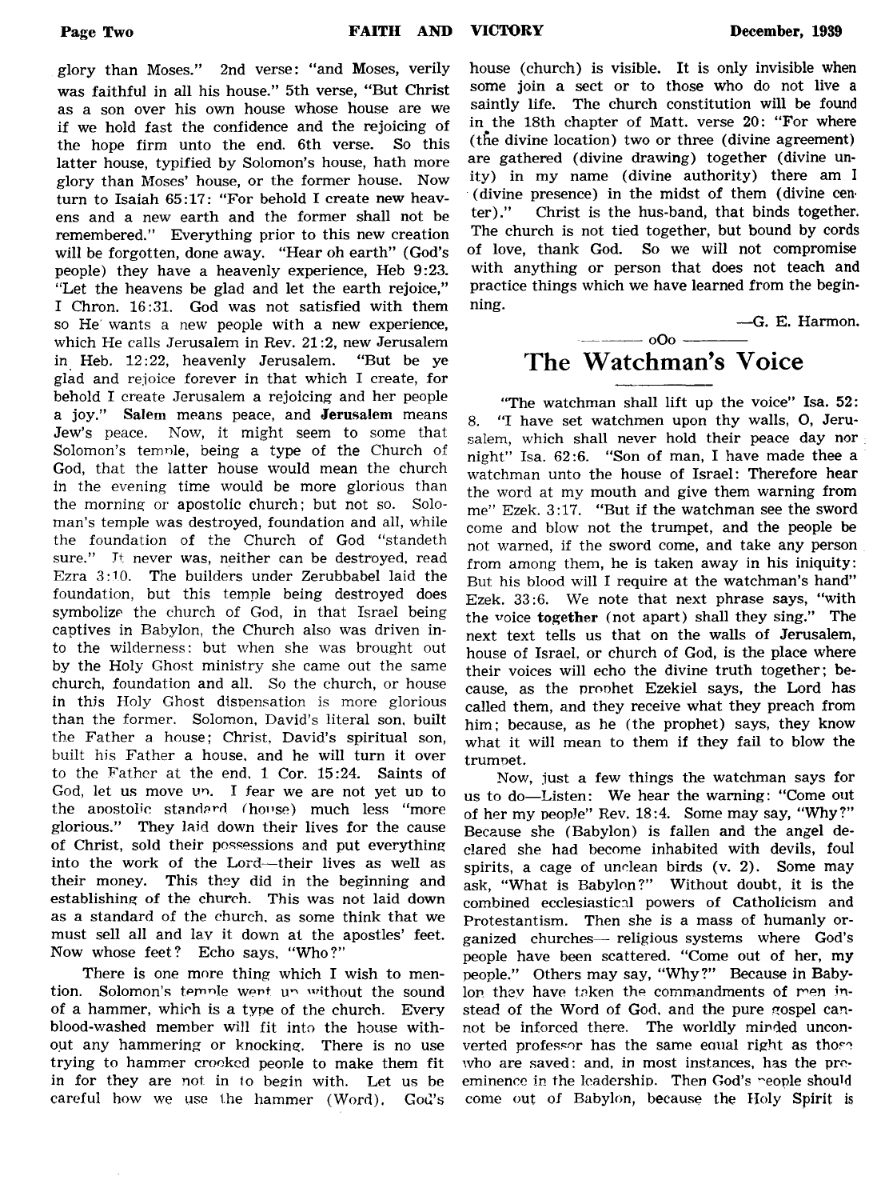glory than Moses." 2nd verse: "and Moses, verily was faithful in all his house." 5th verse, "But Christ as a son over his own house whose house are we if we hold fast the confidence and the rejoicing of the hope firm unto the end. 6th verse. So this latter house, typified by Solomon's house, hath more glory than Moses' house, or the former house. Now turn to Isaiah 65:17: "For behold I create new heavens and a new earth and the former shall not be remembered." Everything prior to this new creation will be forgotten, done away. "Hear oh earth" (God's people) they have a heavenly experience, Heb 9:23. "Let the heavens be glad and let the earth rejoice," I Chron. 16:31. God was not satisfied with them so He wants a new people with a new experience, which He calls Jerusalem in Rev. 21:2, new Jerusalem in Heb. 12:22, heavenly Jerusalem. "But be ye glad and rejoice forever in that which I create, for behold I create Jerusalem a rejoicing and her people a joy." **Salem** means peace, and **Jerusalem** means Jew's peace. Now, it might seem to some that Solomon's temple, being a type of the Church of God, that the latter house would mean the church in the evening time would be more glorious than the morning or apostolic church; but not so. Solomon's temple was destroyed, foundation and all, while the foundation of the Church of God "standeth sure." It never was, neither can be destroyed, read Ezra 3:10. The builders under Zerubbabel laid the foundation, but this temple being destroyed does symbolize the church of God, in that Israel being captives in Babylon, the Church also was driven into the wilderness: but when she was brought out by the Holy Ghost ministry she came out the same church, foundation and all. So the church, or house in this Holy Ghost dispensation is more glorious than the former. Solomon, David's literal son, built the Father a house; Christ, David's spiritual son, built his Father a house, and he will turn it over to the Father at the end, 1 Cor. 15:24. Saints of God, let us move up. I fear we are not yet up to the apostolic standard (house) much less "more glorious." They laid down their lives for the cause of Christ, sold their possessions and put everything into the work of the Lord—their lives as well as their money. This they did in the beginning and establishing of the church. This was not laid down as a standard of the church, as some think that we must sell all and lay it down at the apostles' feet. Now whose feet? Echo says, "Who?"

There is one more thing which I wish to mention. Solomon's temple went up without the sound of a hammer, which is a type of the church. Every blood-washed member will fit into the house without any hammering or knocking. There is no use trying to hammer crooked people to make them fit in for they are not in to begin with. Let us be careful how we use the hammer (Word). God's house (church) is visible. It is only invisible when some join a sect or to those who do not live a saintly life. The church constitution will be found in the 18th chapter of Matt. verse 20: "For where (the divine location) two or three (divine agreement) are gathered (divine drawing) together (divine unity) in my name (divine authority) there am I (divine presence) in the midst of them (divine center)." Christ is the hus-band, that binds together. The church is not tied together, but bound by cords of love, thank God. So we will not compromise with anything or person that does not teach and practice things which we have learned from the beginning.

—G. E. Harmon.

oOo

# The Watchman's Voice

"The watchman shall lift up the voice" Isa. 52: 8. "I have set watchmen upon thy walls, O, Jerusalem, which shall never hold their peace day nor night" Isa. 62:6. "Son of man, I have made thee a watchman unto the house of Israel: Therefore hear the word at my mouth and give them warning from me" Ezek. 3:17. "But if the watchman see the sword come and blow not the trumpet, and the people be not warned, if the sword come, and take any person from among them, he is taken away in his iniquity: But his blood will I require at the watchman's hand" Ezek. 33:6. We note that next phrase says, "with the voice **together** (not apart) shall they sing." The next text tells us that on the walls of Jerusalem, house of Israel, or church of God, is the place where their voices will echo the divine truth together; because, as the prophet Ezekiel says, the Lord has called them, and they receive what they preach from him; because, as he (the prophet) says, they know what it will mean to them if they fail to blow the trumpet.

Now, just a few things the watchman says for us to do—Listen: We hear the warning: "Come out of her my people" Rev. 18:4. Some may say, "Why?" Because she (Babylon) is fallen and the angel declared she had become inhabited with devils, foul spirits, a cage of unclean birds (v. 2). Some may ask, "What is Babylon?" Without doubt, it is the combined ecclesiastical powers of Catholicism and Protestantism. Then she is a mass of humanly organized churches— religious systems where God's people have been scattered. "Come out of her, my people." Others may say, "Why?" Because in Babylon they have taken the commandments of men instead of the Word of God, and the pure gospel cannot be inforced there. The worldly minded unconverted professor has the same equal right as those who are saved: and, in most instances, has the preeminence in the leadership. Then God's people should come out of Babylon, because the Holy Spirit is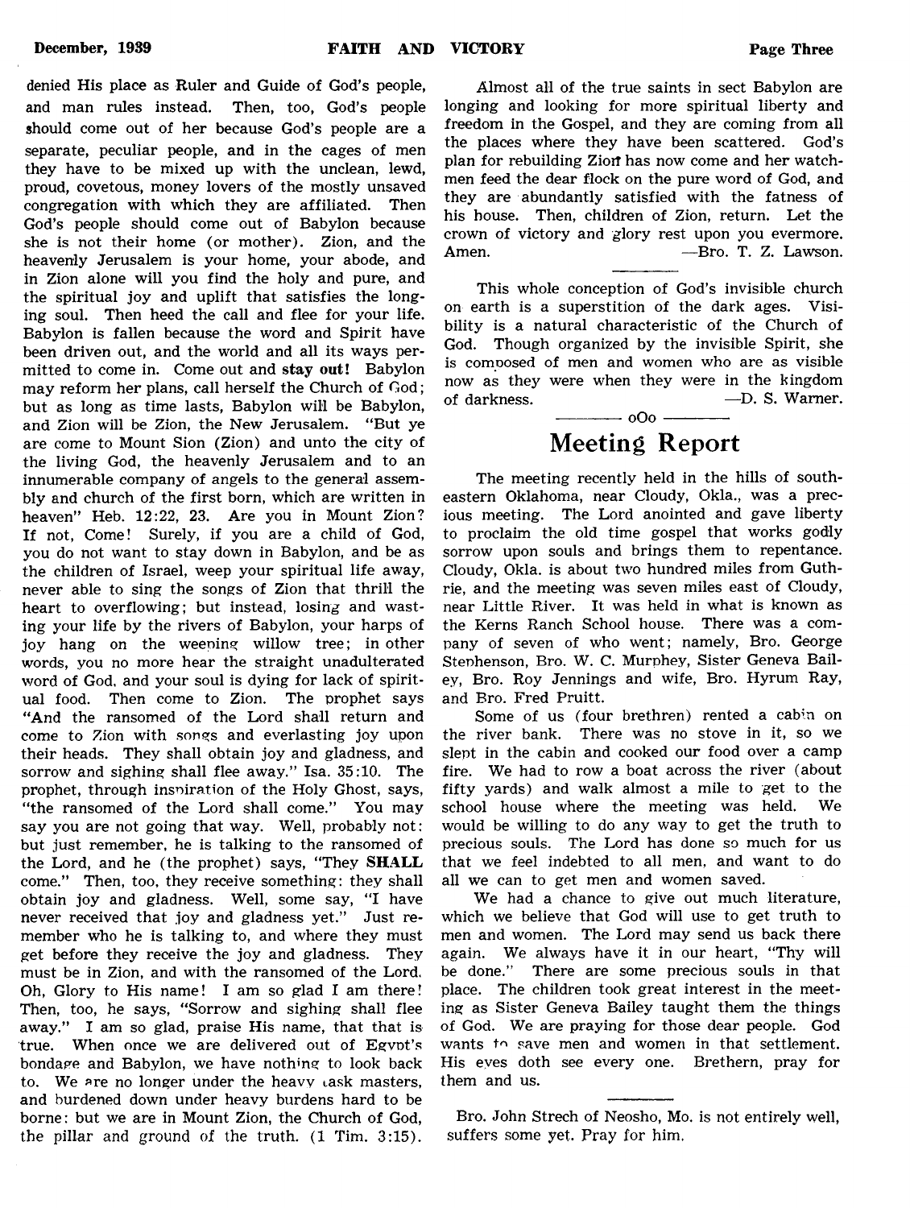denied His place as Ruler and Guide of God's people, and man rules instead. Then, too, God's people should come out of her because God's people are a separate, peculiar people, and in the cages of men they have to be mixed up with the unclean, lewd, proud, covetous, money lovers of the mostly unsaved congregation with which they are affiliated. Then God's people should come out of Babylon because she is not their home (or mother). Zion, and the heavenly Jerusalem is your home, your abode, and in Zion alone will you find the holy and pure, and the spiritual joy and uplift that satisfies the longing soul. Then heed the call and flee for your life. Babylon is fallen because the word and Spirit have been driven out, and the world and all its ways permitted to come in. Come out and **stay out!** Babylon may reform her plans, call herself the Church of God; but as long as time lasts, Babylon will be Babylon, and Zion will be Zion, the New Jerusalem. "But ye are come to Mount Sion (Zion) and unto the city of the living God, the heavenly Jerusalem and to an innumerable company of angels to the general assembly and church of the first born, which are written in heaven" Heb. 12:22, 23. Are you in Mount Zion? If not, Come! Surely, if you are a child of God, you do not want to stay down in Babylon, and be as the children of Israel, weep your spiritual life away, never able to sing the songs of Zion that thrill the heart to overflowing; but instead, losing and wasting your life by the rivers of Babylon, your harps of joy hang on the weeping willow tree; in other words, you no more hear the straight unadulterated word of God, and your soul is dying for lack of spiritual food. Then come to Zion. The prophet says "And the ransomed of the Lord shall return and come to Zion with songs and everlasting joy upon their heads. They shall obtain joy and gladness, and sorrow and sighing shall flee away." Isa. 35:10. The prophet, through inspiration of the Holy Ghost, says, "the ransomed of the Lord shall come." You may say you are not going that way. Well, probably not: but just remember, he is talking to the ransomed of the Lord, and he (the prophet) says, "They **SHALL** come." Then, too, they receive something: they shall obtain joy and gladness. Well, some say, "I have never received that joy and gladness yet." Just remember who he is talking to, and where they must get before they receive the joy and gladness. They must be in Zion, and with the ransomed of the Lord. Oh, Glory to His name! I am so glad I am there! Then, too, he says, "Sorrow and sighing shall flee away." I am so glad, praise His name, that that is true. When once we are delivered out of Egypt's bondage and Babylon, we have nothing to look back to. We are no longer under the heavy task masters, and burdened down under heavy burdens hard to be borne: but we are in Mount Zion, the Church of God, the pillar and ground of the truth. (1 Tim. 3:15).

Almost all of the true saints in sect Babylon are longing and looking for more spiritual liberty and freedom in the Gospel, and they are coming from all the places where they have been scattered. God's plan for rebuilding Zion has now come and her watchmen feed the dear flock on the pure word of God, and they are abundantly satisfied with the fatness of his house. Then, children of Zion, return. Let the crown of victory and glory rest upon you evermore. Amen. —Bro. T. Z. Lawson.

---

This whole conception of God's invisible church on earth is a superstition of the dark ages. Visibility is a natural characteristic of the Church of God. Though organized by the invisible Spirit, she is composed of men and women who are as visible now as they were when they were in the kingdom of darkness. —D. S. Warner.

oOo

## Meeting Report

The meeting recently held in the hills of southeastern Oklahoma, near Cloudy, Okla., was a precious meeting. The Lord anointed and gave liberty to proclaim the old time gospel that works godly sorrow upon souls and brings them to repentance. Cloudy, Okla. is about two hundred miles from Guthrie, and the meeting was seven miles east of Cloudy, near Little River. It was held in what is known as the Kerns Ranch School house. There was a company of seven of who went; namely, Bro. George Stephenson, Bro. W. C. Murphey, Sister Geneva Bailey, Bro. Roy Jennings and wife, Bro. Hyrum Ray, and Bro. Fred Pruitt.

Some of us (four brethren) rented a cabin on the river bank. There was no stove in it, so we slept in the cabin and cooked our food over a camp fire. We had to row a boat across the river (about fifty yards) and walk almost a mile to get to the school house where the meeting was held. We would be willing to do any way to get the truth to precious souls. The Lord has done so much for us that we feel indebted to all men, and want to do all we can to get men and women saved.

We had a chance to give out much literature, which we believe that God will use to get truth to men and women. The Lord may send us back there again. We always have it in our heart, "Thy will be done." There are some precious souls in that place. The children took great interest in the meeting as Sister Geneva Bailey taught them the things of God. We are praying for those dear people. God wants to save men and women in that settlement. His eyes doth see every one. Brethern, pray for them and us.

---

Bro. John Strech of Neosho, Mo. is not entirely well, suffers some yet. Pray for him.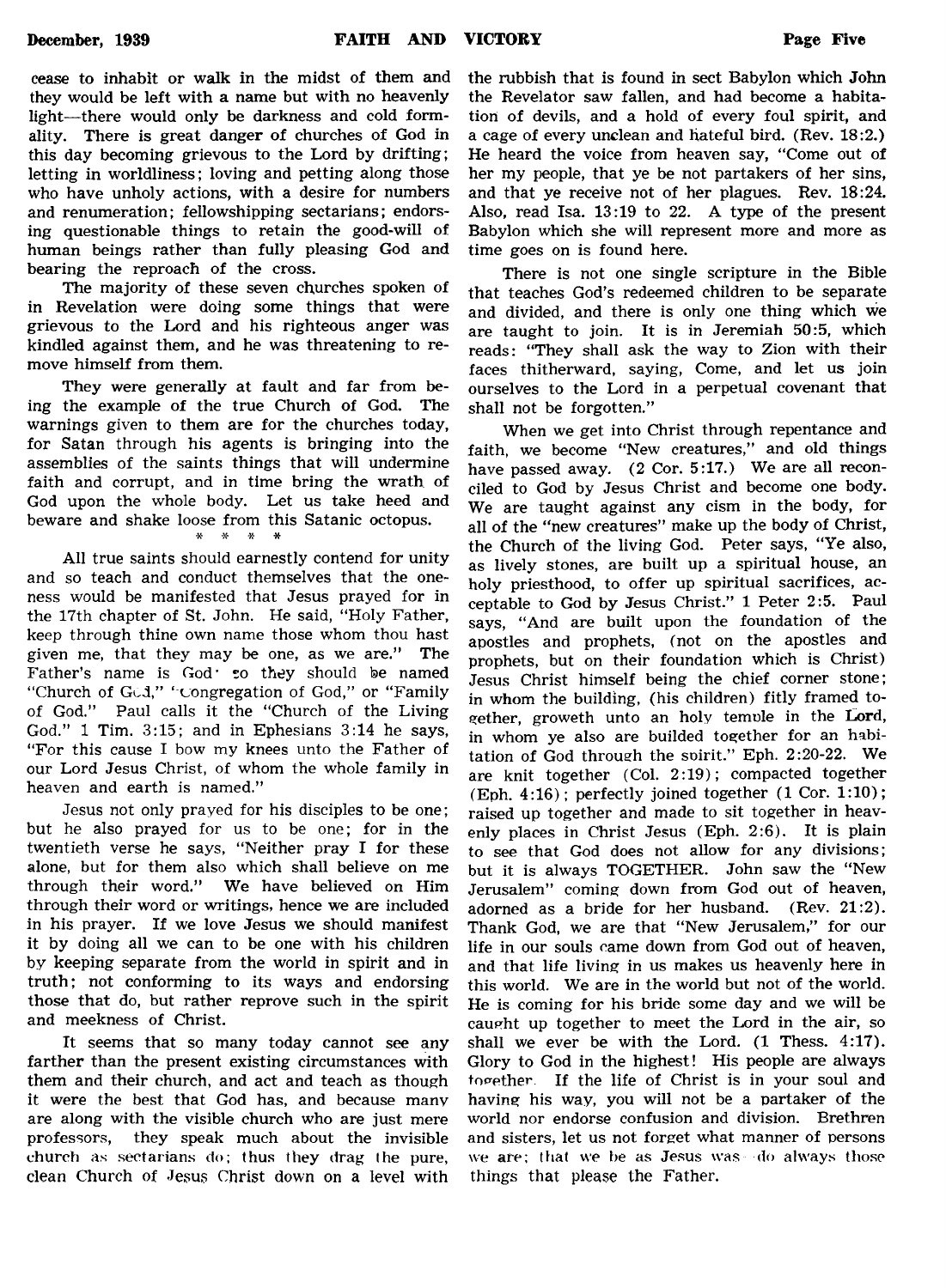cease to inhabit or walk in the midst of them and they would be left with a name but with no heavenly light—there would only be darkness and cold formality. There is great danger of churches of God in this day becoming grievous to the Lord by drifting; letting in worldliness; loving and petting along those who have unholy actions, with a desire for numbers and renumeration; fellowshipping sectarians; endorsing questionable things to retain the good-will of human beings rather than fully pleasing God and bearing the reproach of the cross.

The majority of these seven churches spoken of in Revelation were doing some things that were grievous to the Lord and his righteous anger was kindled against them, and he was threatening to remove himself from them.

They were generally at fault and far from being the example of the true Church of God. The warnings given to them are for the churches today, for Satan through his agents is bringing into the assemblies of the saints things that will undermine faith and corrupt, and in time bring the wrath of God upon the whole body. Let us take heed and beware and shake loose from this Satanic octopus.

\* \* \* \*

All true saints should earnestly contend for unity and so teach and conduct themselves that the oneness would be manifested that Jesus prayed for in the 17th chapter of St. John. He said, "Holy Father, keep through thine own name those whom thou hast given me, that they may be one, as we are." The Father's name is God; so they should be named "Church of God," "Congregation of God," or "Family of God." Paul calls it the "Church of the Living God." 1 Tim. 3:15; and in Ephesians 3:14 he says, "For this cause I bow my knees unto the Father of our Lord Jesus Christ, of whom the whole family in heaven and earth is named."

Jesus not only prayed for his disciples to be one; but he also prayed for us to be one; for in the twentieth verse he says, "Neither pray I for these alone, but for them also which shall believe on me through their word." We have believed on Him through their word or writings, hence we are included in his prayer. If we love Jesus we should manifest it by doing all we can to be one with his children by keeping separate from the world in spirit and in truth; not conforming to its ways and endorsing those that do, but rather reprove such in the spirit and meekness of Christ.

It seems that so many today cannot see any farther than the present existing circumstances with them and their church, and act and teach as though it were the best that God has, and because many are along with the visible church who are just mere professors, they speak much about the invisible church as sectarians do; thus they drag the pure, clean Church of Jesus Christ down on a level with the rubbish that is found in sect Babylon which John the Revelator saw fallen, and had become a habitation of devils, and a hold of every foul spirit, and a cage of every unclean and hateful bird. (Rev. 18:2.) He heard the voice from heaven say, "Come out of her my people, that ye be not partakers of her sins, and that ye receive not of her plagues. Rev. 18:24. Also, read Isa. 13:19 to 22. A type of the present Babylon which she will represent more and more as time goes on is found here.

There is not one single scripture in the Bible that teaches God's redeemed children to be separate and divided, and there is only one thing which we are taught to join. It is in Jeremiah 50:5, which reads: "They shall ask the way to Zion with their faces thitherward, saying, Come, and let us join ourselves to the Lord in a perpetual covenant that shall not be forgotten."

When we get into Christ through repentance and faith, we become "New creatures," and old things have passed away. (2 Cor. 5:17.) We are all reconciled to God by Jesus Christ and become one body. We are taught against any cism in the body, for all of the "new creatures" make up the body of Christ, the Church of the living God. Peter says, "Ye also, as lively stones, are built up a spiritual house, an holy priesthood, to offer up spiritual sacrifices, acceptable to God by Jesus Christ." 1 Peter 2:5. Paul says, "And are built upon the foundation of the apostles and prophets, (not on the apostles and prophets, but on their foundation which is Christ) Jesus Christ himself being the chief corner stone; in whom the building, (his children) fitly framed together, groweth unto an holy temple in the Lord, in whom ye also are builded together for an habitation of God through the spirit." Eph. 2:20-22. We are knit together (Col. 2:19); compacted together (Eph. 4:16); perfectly joined together (1 Cor. 1:10); raised up together and made to sit together in heavenly places in Christ Jesus (Eph. 2:6). It is plain to see that God does not allow for any divisions; but it is always TOGETHER. John saw the "New Jerusalem" coming down from God out of heaven, adorned as a bride for her husband. (Rev. 21:2). Thank God, we are that "New Jerusalem," for our life in our souls came down from God out of heaven, and that life living in us makes us heavenly here in this world. We are in the world but not of the world. He is coming for his bride some day and we will be caught up together to meet the Lord in the air, so shall we ever be with the Lord. (1 Thess. 4:17). Glory to God in the highest! His people are always together. If the life of Christ is in your soul and having his way, you will not be a partaker of the world nor endorse confusion and division. Brethren and sisters, let us not forget what manner of persons we are; that we be as Jesus was—do always those things that please the Father.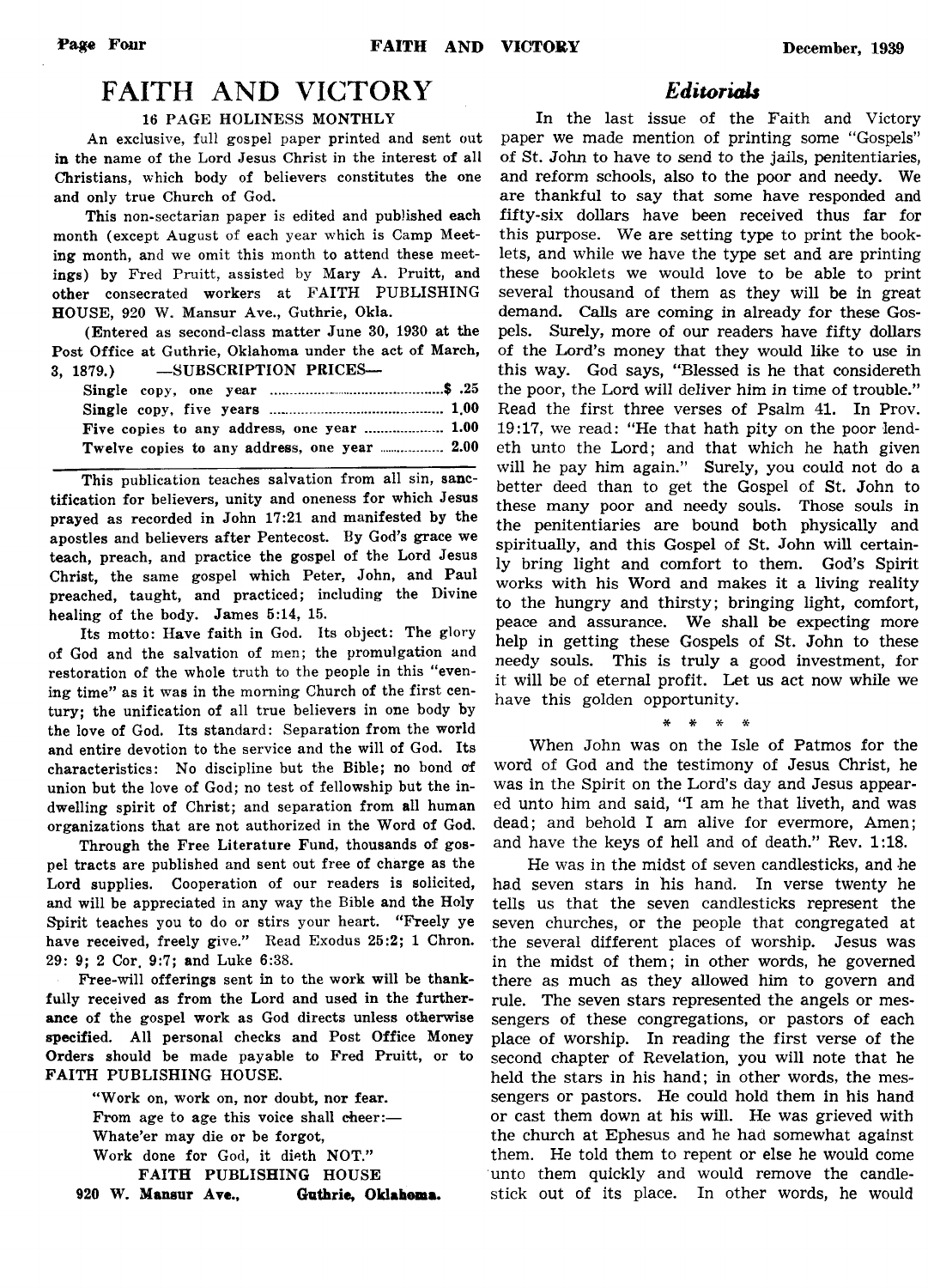# FAITH AND VICTORY

16 PAGE HOLINESS MONTHLY

An exclusive, full gospel paper printed and sent out in the name of the Lord Jesus Christ in the interest of all Christians, which body of believers constitutes the one and only true Church of God.

This non-sectarian paper is edited and published each month (except August of each year which is Camp Meeting month, and we omit this month to attend these meetings) by Fred Pruitt, assisted by Mary A. Pruitt, and other consecrated workers at FAITH PUBLISHING HOUSE, 920 W. Mansur Ave., Guthrie, Okla.

(Entered as second-class matter June 30, 1930 at the Post Office at Guthrie, Oklahoma under the act of March, 3, 1879.)

—SUBSCRIPTION PRICES—

| | |
|---|---|
| Single copy, one year | $ .25 |
| Single copy, five years | 1.00 |
| Five copies to any address, one year | 1.00 |
| Twelve copies to any address, one year | 2.00 |

This publication teaches salvation from all sin, sanctification for believers, unity and oneness for which Jesus prayed as recorded in John 17:21 and manifested by the apostles and believers after Pentecost. By God's grace we teach, preach, and practice the gospel of the Lord Jesus Christ, the same gospel which Peter, John, and Paul preached, taught, and practiced; including the Divine healing of the body. James 5:14, 15.

Its motto: Have faith in God. Its object: The glory of God and the salvation of men; the promulgation and restoration of the whole truth to the people in this "evening time" as it was in the morning Church of the first century; the unification of all true believers in one body by the love of God. Its standard: Separation from the world and entire devotion to the service and the will of God. Its characteristics: No discipline but the Bible; no bond of union but the love of God; no test of fellowship but the indwelling spirit of Christ; and separation from all human organizations that are not authorized in the Word of God.

Through the Free Literature Fund, thousands of gospel tracts are published and sent out free of charge as the Lord supplies. Cooperation of our readers is solicited, and will be appreciated in any way the Bible and the Holy Spirit teaches you to do or stirs your heart. "Freely ye have received, freely give." Read Exodus 25:2; 1 Chron. 29: 9; 2 Cor. 9:7; and Luke 6:38.

Free-will offerings sent in to the work will be thankfully received as from the Lord and used in the furtherance of the gospel work as God directs unless otherwise specified. All personal checks and Post Office Money Orders should be made payable to Fred Pruitt, or to FAITH PUBLISHING HOUSE.

> "Work on, work on, nor doubt, nor fear.
> From age to age this voice shall cheer:—
> Whate'er may die or be forgot,
> Work done for God, it dieth NOT."

FAITH PUBLISHING HOUSE
920 W. Mansur Ave., Guthrie, Oklahoma.

## *Editorials*

In the last issue of the Faith and Victory paper we made mention of printing some "Gospels" of St. John to have to send to the jails, penitentiaries, and reform schools, also to the poor and needy. We are thankful to say that some have responded and fifty-six dollars have been received thus far for this purpose. We are setting type to print the booklets, and while we have the type set and are printing these booklets we would love to be able to print several thousand of them as they will be in great demand. Calls are coming in already for these Gospels. Surely, more of our readers have fifty dollars of the Lord's money that they would like to use in this way. God says, "Blessed is he that considereth the poor, the Lord will deliver him in time of trouble." Read the first three verses of Psalm 41. In Prov. 19:17, we read: "He that hath pity on the poor lendeth unto the Lord; and that which he hath given will he pay him again." Surely, you could not do a better deed than to get the Gospel of St. John to these many poor and needy souls. Those souls in the penitentiaries are bound both physically and spiritually, and this Gospel of St. John will certainly bring light and comfort to them. God's Spirit works with his Word and makes it a living reality to the hungry and thirsty; bringing light, comfort, peace and assurance. We shall be expecting more help in getting these Gospels of St. John to these needy souls. This is truly a good investment, for it will be of eternal profit. Let us act now while we have this golden opportunity.

\* \* \* \*

When John was on the Isle of Patmos for the word of God and the testimony of Jesus Christ, he was in the Spirit on the Lord's day and Jesus appeared unto him and said, "I am he that liveth, and was dead; and behold I am alive for evermore, Amen; and have the keys of hell and of death." Rev. 1:18.

He was in the midst of seven candlesticks, and he had seven stars in his hand. In verse twenty he tells us that the seven candlesticks represent the seven churches, or the people that congregated at the several different places of worship. Jesus was in the midst of them; in other words, he governed there as much as they allowed him to govern and rule. The seven stars represented the angels or messengers of these congregations, or pastors of each place of worship. In reading the first verse of the second chapter of Revelation, you will note that he held the stars in his hand; in other words, the messengers or pastors. He could hold them in his hand or cast them down at his will. He was grieved with the church at Ephesus and he had somewhat against them. He told them to repent or else he would come unto them quickly and would remove the candlestick out of its place. In other words, he would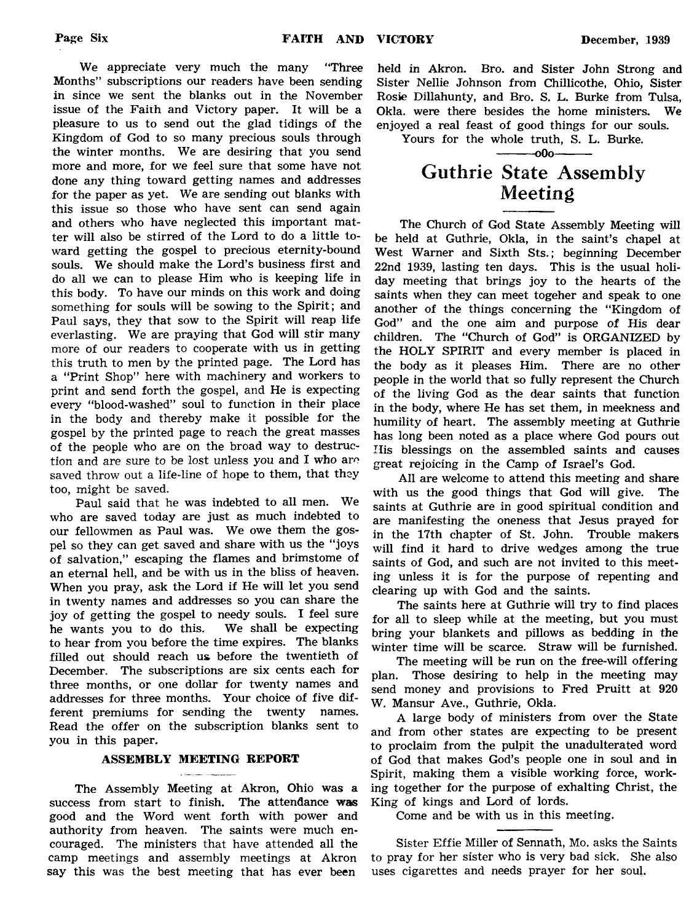We appreciate very much the many "Three Months" subscriptions our readers have been sending in since we sent the blanks out in the November issue of the Faith and Victory paper. It will be a pleasure to us to send out the glad tidings of the Kingdom of God to so many precious souls through the winter months. We are desiring that you send more and more, for we feel sure that some have not done any thing toward getting names and addresses for the paper as yet. We are sending out blanks with this issue so those who have sent can send again and others who have neglected this important matter will also be stirred of the Lord to do a little toward getting the gospel to precious eternity-bound souls. We should make the Lord's business first and do all we can to please Him who is keeping life in this body. To have our minds on this work and doing something for souls will be sowing to the Spirit; and Paul says, they that sow to the Spirit will reap life everlasting. We are praying that God will stir many more of our readers to cooperate with us in getting this truth to men by the printed page. The Lord has a "Print Shop" here with machinery and workers to print and send forth the gospel, and He is expecting every "blood-washed" soul to function in their place in the body and thereby make it possible for the gospel by the printed page to reach the great masses of the people who are on the broad way to destruction and are sure to be lost unless you and I who are saved throw out a life-line of hope to them, that they too, might be saved.

Paul said that he was indebted to all men. We who are saved today are just as much indebted to our fellowmen as Paul was. We owe them the gospel so they can get saved and share with us the "joys of salvation," escaping the flames and brimstome of an eternal hell, and be with us in the bliss of heaven. When you pray, ask the Lord if He will let you send in twenty names and addresses so you can share the joy of getting the gospel to needy souls. I feel sure he wants you to do this. We shall be expecting to hear from you before the time expires. The blanks filled out should reach us before the twentieth of December. The subscriptions are six cents each for three months, or one dollar for twenty names and addresses for three months. Your choice of five different premiums for sending the twenty names. Read the offer on the subscription blanks sent to you in this paper.

### ASSEMBLY MEETING REPORT

The Assembly Meeting at Akron, Ohio was a success from start to finish. The attendance was good and the Word went forth with power and authority from heaven. The saints were much encouraged. The ministers that have attended all the camp meetings and assembly meetings at Akron say this was the best meeting that has ever been held in Akron. Bro. and Sister John Strong and Sister Nellie Johnson from Chillicothe, Ohio, Sister Rosie Dillahunty, and Bro. S. L. Burke from Tulsa, Okla. were there besides the home ministers. We enjoyed a real feast of good things for our souls.

Yours for the whole truth, S. L. Burke.

———oOo———

## Guthrie State Assembly Meeting

The Church of God State Assembly Meeting will be held at Guthrie, Okla, in the saint's chapel at West Warner and Sixth Sts.; beginning December 22nd 1939, lasting ten days. This is the usual holiday meeting that brings joy to the hearts of the saints when they can meet togeher and speak to one another of the things concerning the "Kingdom of God" and the one aim and purpose of His dear children. The "Church of God" is ORGANIZED by the HOLY SPIRIT and every member is placed in the body as it pleases Him. There are no other people in the world that so fully represent the Church of the living God as the dear saints that function in the body, where He has set them, in meekness and humility of heart. The assembly meeting at Guthrie has long been noted as a place where God pours out His blessings on the assembled saints and causes great rejoicing in the Camp of Israel's God.

All are welcome to attend this meeting and share with us the good things that God will give. The saints at Guthrie are in good spiritual condition and are manifesting the oneness that Jesus prayed for in the 17th chapter of St. John. Trouble makers will find it hard to drive wedges among the true saints of God, and such are not invited to this meeting unless it is for the purpose of repenting and clearing up with God and the saints.

The saints here at Guthrie will try to find places for all to sleep while at the meeting, but you must bring your blankets and pillows as bedding in the winter time will be scarce. Straw will be furnished.

The meeting will be run on the free-will offering plan. Those desiring to help in the meeting may send money and provisions to Fred Pruitt at 920 W. Mansur Ave., Guthrie, Okla.

A large body of ministers from over the State and from other states are expecting to be present to proclaim from the pulpit the unadulterated word of God that makes God's people one in soul and in Spirit, making them a visible working force, working together for the purpose of exhalting Christ, the King of kings and Lord of lords.

Come and be with us in this meeting.

---

Sister Effie Miller of Sennath, Mo. asks the Saints to pray for her sister who is very bad sick. She also uses cigarettes and needs prayer for her soul.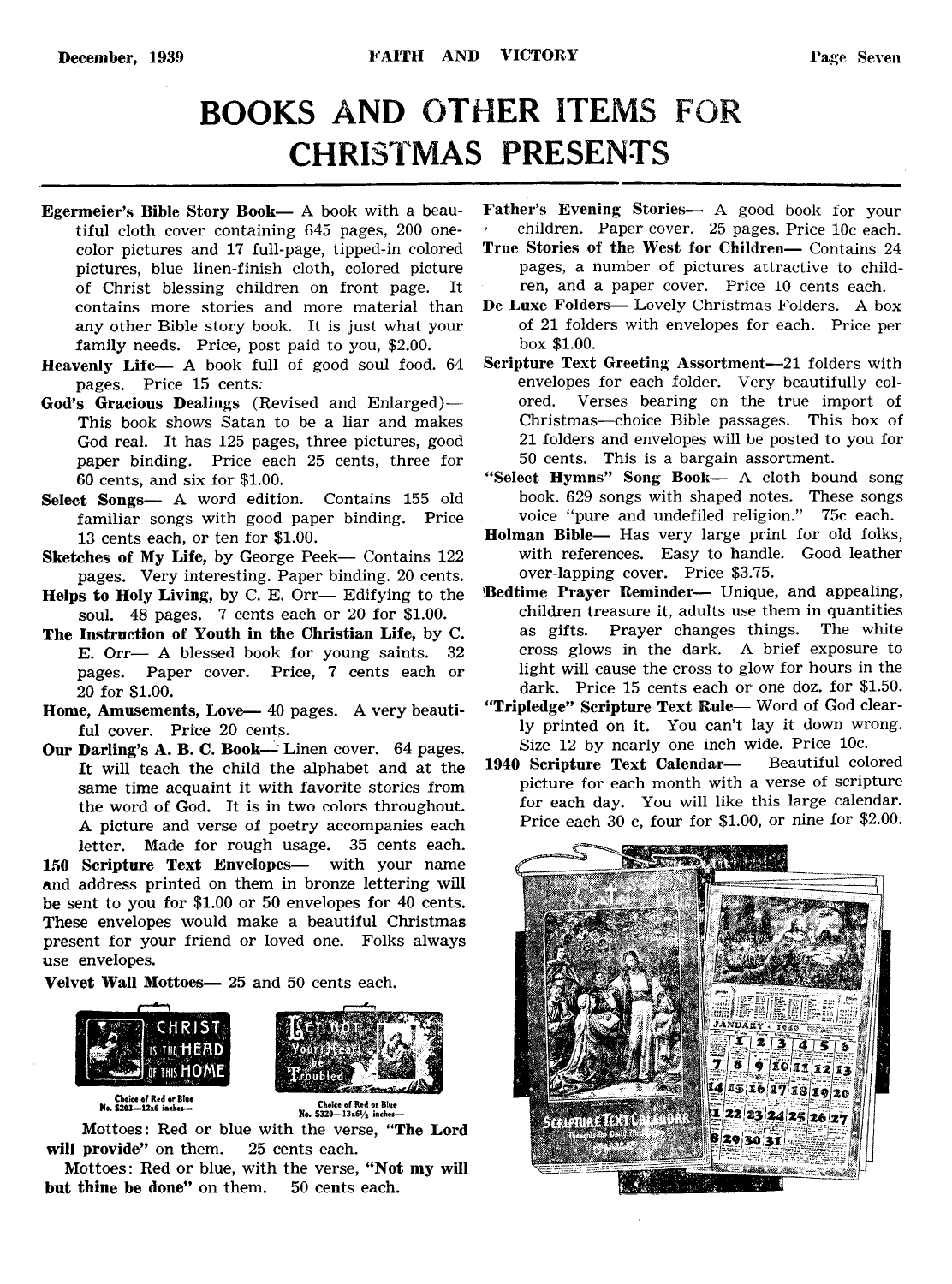# BOOKS AND OTHER ITEMS FOR CHRISTMAS PRESENTS

**Egermeier's Bible Story Book**— A book with a beautiful cloth cover containing 645 pages, 200 one-color pictures and 17 full-page, tipped-in colored pictures, blue linen-finish cloth, colored picture of Christ blessing children on front page. It contains more stories and more material than any other Bible story book. It is just what your family needs. Price, post paid to you, $2.00.

**Heavenly Life**— A book full of good soul food. 64 pages. Price 15 cents.

**God's Gracious Dealings** (Revised and Enlarged)— This book shows Satan to be a liar and makes God real. It has 125 pages, three pictures, good paper binding. Price each 25 cents, three for 60 cents, and six for $1.00.

**Select Songs**— A word edition. Contains 155 old familiar songs with good paper binding. Price 13 cents each, or ten for $1.00.

**Sketches of My Life**, by George Peek— Contains 122 pages. Very interesting. Paper binding. 20 cents.

**Helps to Holy Living**, by C. E. Orr— Edifying to the soul. 48 pages. 7 cents each or 20 for $1.00.

**The Instruction of Youth in the Christian Life**, by C. E. Orr— A blessed book for young saints. 32 pages. Paper cover. Price, 7 cents each or 20 for $1.00.

**Home, Amusements, Love**— 40 pages. A very beautiful cover. Price 20 cents.

**Our Darling's A. B. C. Book**— Linen cover. 64 pages. It will teach the child the alphabet and at the same time acquaint it with favorite stories from the word of God. It is in two colors throughout. A picture and verse of poetry accompanies each letter. Made for rough usage. 35 cents each.

**150 Scripture Text Envelopes**— with your name and address printed on them in bronze lettering will be sent to you for $1.00 or 50 envelopes for 40 cents. These envelopes would make a beautiful Christmas present for your friend or loved one. Folks always use envelopes.

**Velvet Wall Mottoes**— 25 and 50 cents each.

CHRIST IS THE HEAD OF THIS HOME

Choice of Red or Blue No. 5203—12x6 inches—

LET NOT Your Heart be Troubled

Choice of Red or Blue No. 5320—13x6½ inches—

Mottoes: Red or blue with the verse, **"The Lord will provide"** on them. 25 cents each.

Mottoes: Red or blue, with the verse, **"Not my will but thine be done"** on them. 50 cents each.

**Father's Evening Stories**— A good book for your children. Paper cover. 25 pages. Price 10c each.

**True Stories of the West for Children**— Contains 24 pages, a number of pictures attractive to children, and a paper cover. Price 10 cents each.

**De Luxe Folders**— Lovely Christmas Folders. A box of 21 folders with envelopes for each. Price per box $1.00.

**Scripture Text Greeting Assortment**—21 folders with envelopes for each folder. Very beautifully colored. Verses bearing on the true import of Christmas—choice Bible passages. This box of 21 folders and envelopes will be posted to you for 50 cents. This is a bargain assortment.

**"Select Hymns" Song Book**— A cloth bound song book. 629 songs with shaped notes. These songs voice "pure and undefiled religion." 75c each.

**Holman Bible**— Has very large print for old folks, with references. Easy to handle. Good leather over-lapping cover. Price $3.75.

**Bedtime Prayer Reminder**— Unique, and appealing, children treasure it, adults use them in quantities as gifts. Prayer changes things. The white cross glows in the dark. A brief exposure to light will cause the cross to glow for hours in the dark. Price 15 cents each or one doz. for $1.50.

**"Tripledge" Scripture Text Rule**— Word of God clearly printed on it. You can't lay it down wrong. Size 12 by nearly one inch wide. Price 10c.

**1940 Scripture Text Calendar**— Beautiful colored picture for each month with a verse of scripture for each day. You will like this large calendar. Price each 30 c, four for $1.00, or nine for $2.00.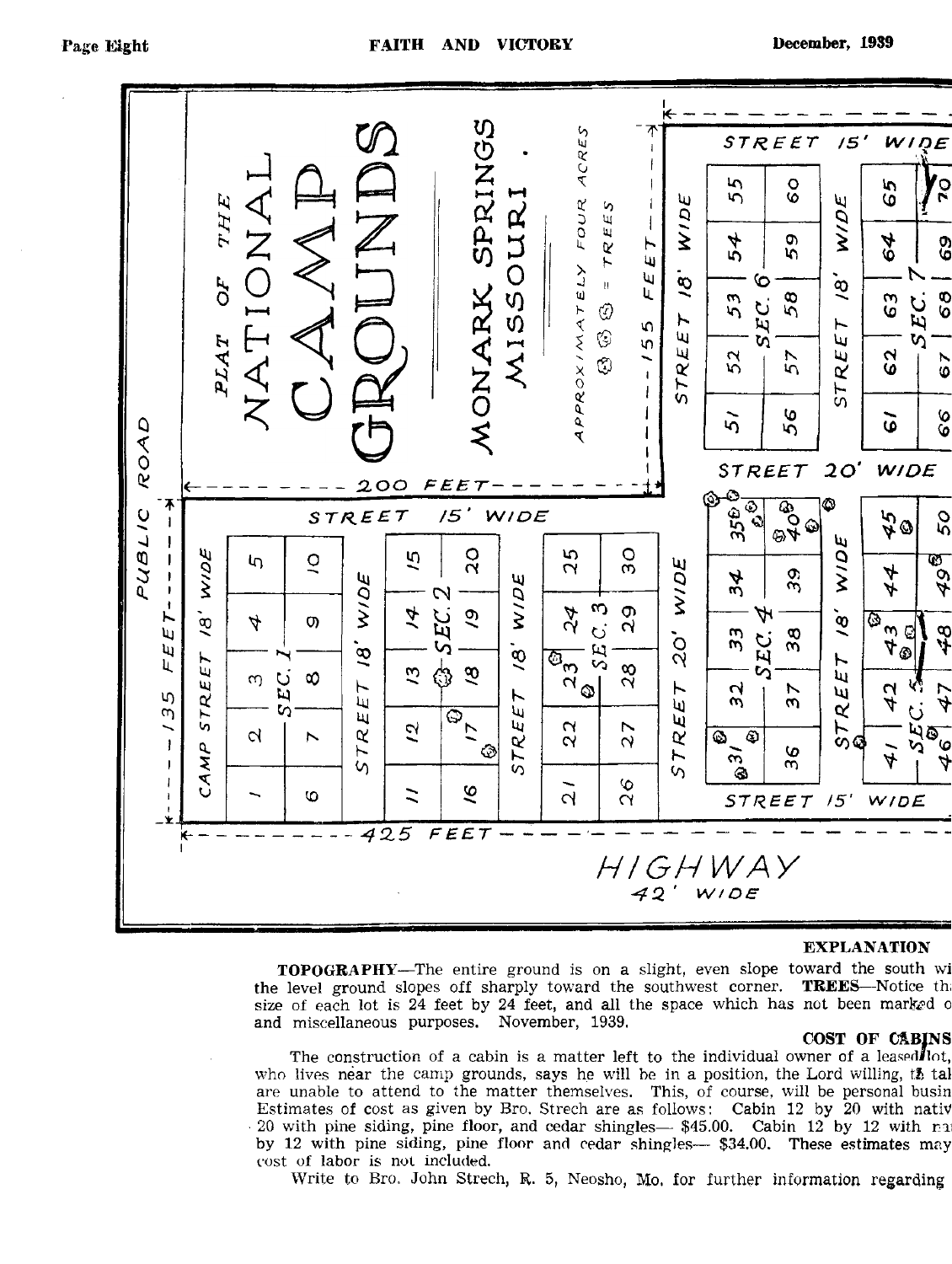PLAT OF THE NATIONAL CAMP GROUNDS

MONARK SPRINGS MISSOURI.

APPROXIMATELY FOUR ACRES

= TREES

PUBLIC ROAD — 135 FEET — 200 FEET — 155 FEET — 425 FEET

STREET 15' WIDE — CAMP STREET 18' WIDE — STREET 18' WIDE — STREET 18' WIDE — STREET 20' WIDE — STREET 18' WIDE — STREET 18' WIDE — STREET 20' WIDE — STREET 15' WIDE — STREET 15' WIDE

SEC. 1: 1, 2, 3, 4, 5, 6, 7, 8, 9, 10
SEC. 2: 11, 12, 13, 14, 15, 16, 17, 18, 19, 20
SEC. 3: 21, 22, 23, 24, 25, 26, 27, 28, 29, 30
SEC. 4: 31, 32, 33, 34, 35, 36, 37, 38, 39, 40
SEC. 5: 41, 42, 43, 44, 45, 46, 47, 48, 49, 50
SEC. 6: 51, 52, 53, 54, 55, 56, 57, 58, 59, 60
SEC. 7: 61, 62, 63, 64, 65, 66, 67, 68, 69, 70

HIGHWAY 42' WIDE

## EXPLANATION

**TOPOGRAPHY**—The entire ground is on a slight, even slope toward the south wi the level ground slopes off sharply toward the southwest corner. **TREES**—Notice th size of each lot is 24 feet by 24 feet, and all the space which has not been marked o and miscellaneous purposes. November, 1939.

### COST OF CABINS

The construction of a cabin is a matter left to the individual owner of a leased lot, who lives near the camp grounds, says he will be in a position, the Lord willing, to tal are unable to attend to the matter themselves. This, of course, will be personal busin Estimates of cost as given by Bro. Strech are as follows: Cabin 12 by 20 with nativ 20 with pine siding, pine floor, and cedar shingles— $45.00. Cabin 12 by 12 with na by 12 with pine siding, pine floor and cedar shingles— $34.00. These estimates may cost of labor is not included.

Write to Bro. John Strech, R. 5, Neosho, Mo. for further information regarding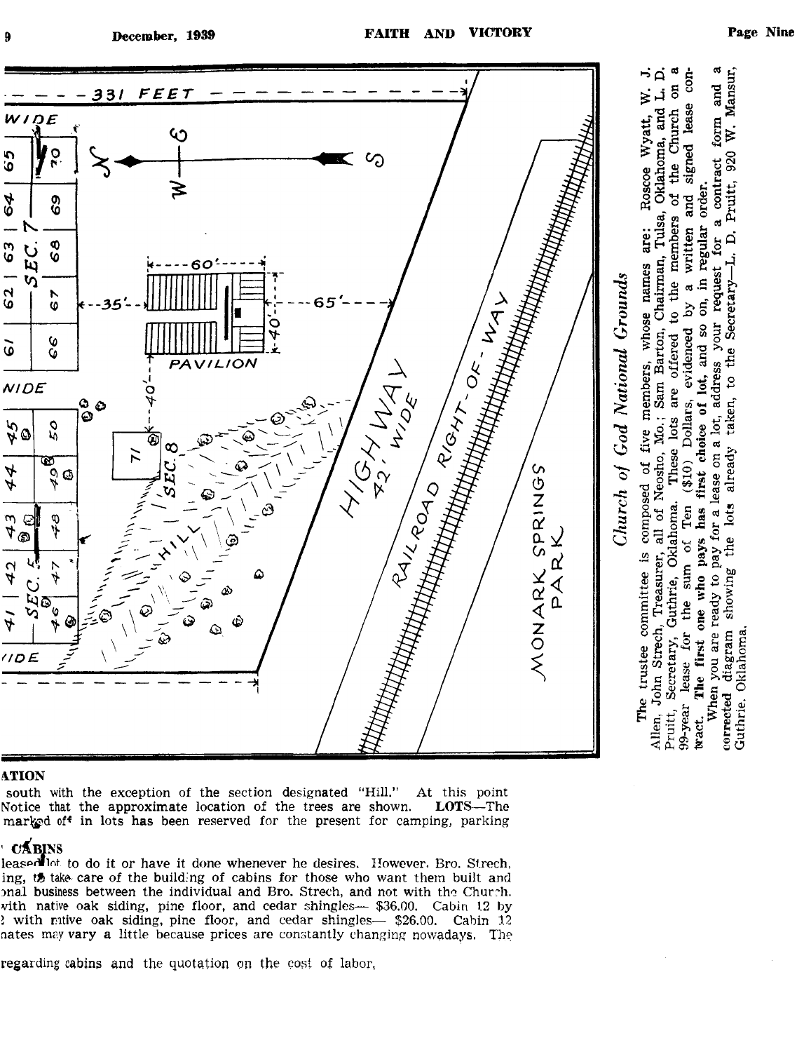## Church of God National Grounds

The trustee committee is composed of five members, whose names are: Roscoe Wyatt, W. J. Allen, John Strech, Treasurer, all of Neosho, Mo.; Sam Barton, Chairman, Tulsa, Oklahoma, and L. D. Pruitt, Secretary, Guthrie, Oklahoma. These lots are offered to the members of the Church on a 99-year lease for the sum of Ten ($10) Dollars, evidenced by a written and signed lease contract. **The first one who pays has first choice of lot**, and so on, in regular order.

When you are ready to pay for a lease on a lot, address your request for a contract form and a corrected diagram showing the lots already taken, to the Secretary—L. D. Pruitt, 920 W. Mansur, Guthrie, Oklahoma.

**ATION**

south with the exception of the section designated "Hill." At this point Notice that the approximate location of the trees are shown. **LOTS**—The marked off in lots has been reserved for the present for camping, parking

**CABINS**

leased lot to do it or have it done whenever he desires. However, Bro. Strech, ing, to take care of the building of cabins for those who want them built and onal business between the individual and Bro. Strech, and not with the Church. with native oak siding, pine floor, and cedar shingles— $36.00. Cabin 12 by 2 with native oak siding, pine floor, and cedar shingles— $26.00. Cabin 12 nates may vary a little because prices are constantly changing nowadays. The

regarding cabins and the quotation on the cost of labor,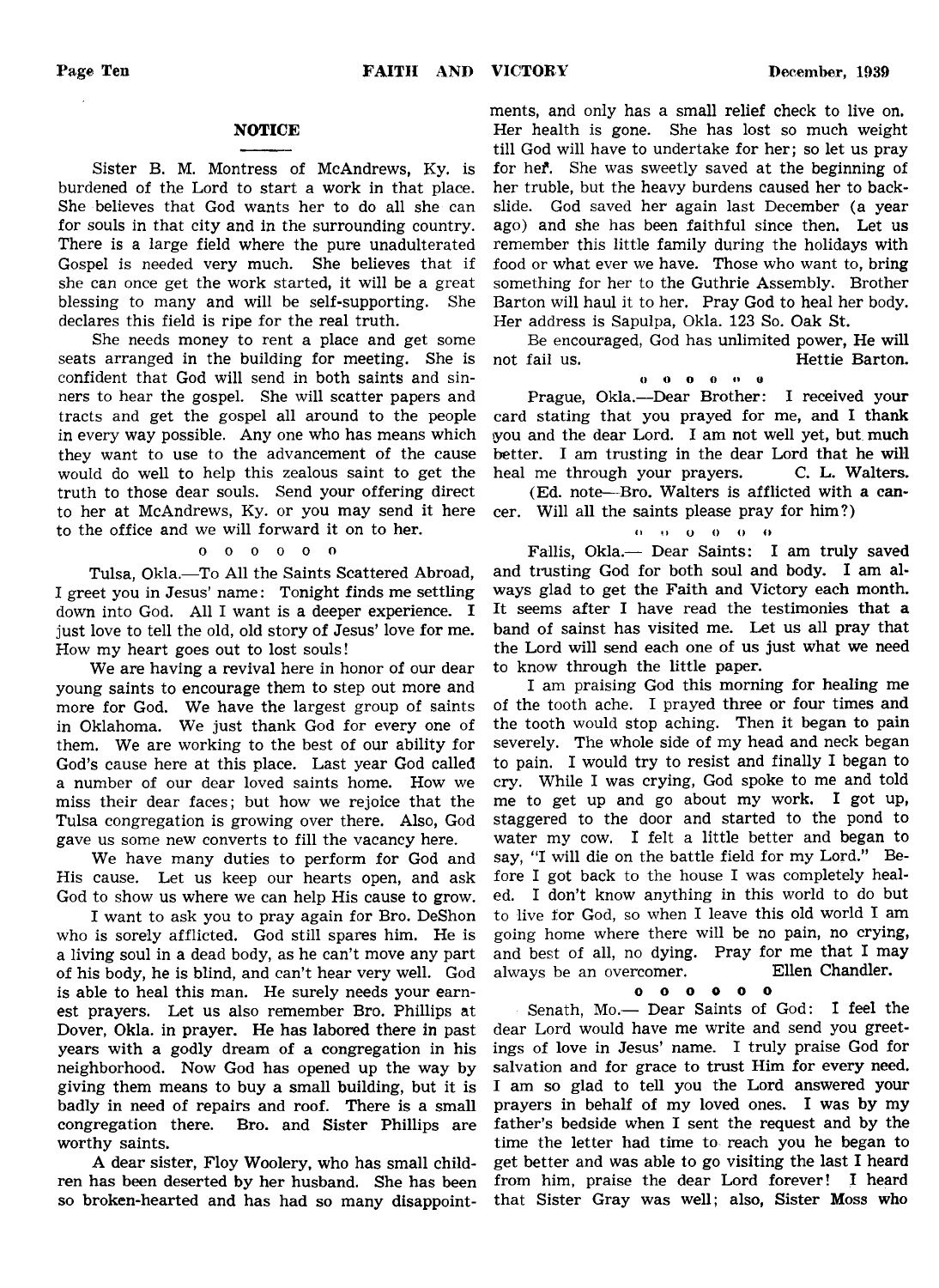## NOTICE

Sister B. M. Montress of McAndrews, Ky. is burdened of the Lord to start a work in that place. She believes that God wants her to do all she can for souls in that city and in the surrounding country. There is a large field where the pure unadulterated Gospel is needed very much. She believes that if she can once get the work started, it will be a great blessing to many and will be self-supporting. She declares this field is ripe for the real truth.

She needs money to rent a place and get some seats arranged in the building for meeting. She is confident that God will send in both saints and sinners to hear the gospel. She will scatter papers and tracts and get the gospel all around to the people in every way possible. Any one who has means which they want to use to the advancement of the cause would do well to help this zealous saint to get the truth to those dear souls. Send your offering direct to her at McAndrews, Ky. or you may send it here to the office and we will forward it on to her.

o o o o o o

Tulsa, Okla.—To All the Saints Scattered Abroad, I greet you in Jesus' name: Tonight finds me settling down into God. All I want is a deeper experience. I just love to tell the old, old story of Jesus' love for me. How my heart goes out to lost souls!

We are having a revival here in honor of our dear young saints to encourage them to step out more and more for God. We have the largest group of saints in Oklahoma. We just thank God for every one of them. We are working to the best of our ability for God's cause here at this place. Last year God called a number of our dear loved saints home. How we miss their dear faces; but how we rejoice that the Tulsa congregation is growing over there. Also, God gave us some new converts to fill the vacancy here.

We have many duties to perform for God and His cause. Let us keep our hearts open, and ask God to show us where we can help His cause to grow.

I want to ask you to pray again for Bro. DeShon who is sorely afflicted. God still spares him. He is a living soul in a dead body, as he can't move any part of his body, he is blind, and can't hear very well. God is able to heal this man. He surely needs your earnest prayers. Let us also remember Bro. Phillips at Dover, Okla. in prayer. He has labored there in past years with a godly dream of a congregation in his neighborhood. Now God has opened up the way by giving them means to buy a small building, but it is badly in need of repairs and roof. There is a small congregation there. Bro. and Sister Phillips are worthy saints.

A dear sister, Floy Woolery, who has small children has been deserted by her husband. She has been so broken-hearted and has had so many disappointments, and only has a small relief check to live on. Her health is gone. She has lost so much weight till God will have to undertake for her; so let us pray for her. She was sweetly saved at the beginning of her truble, but the heavy burdens caused her to backslide. God saved her again last December (a year ago) and she has been faithful since then. Let us remember this little family during the holidays with food or what ever we have. Those who want to, bring something for her to the Guthrie Assembly. Brother Barton will haul it to her. Pray God to heal her body. Her address is Sapulpa, Okla. 123 So. Oak St.

Be encouraged, God has unlimited power, He will not fail us. Hettie Barton.

o o o o o o

Prague, Okla.—Dear Brother: I received your card stating that you prayed for me, and I thank you and the dear Lord. I am not well yet, but much better. I am trusting in the dear Lord that he will heal me through your prayers. C. L. Walters.

(Ed. note—Bro. Walters is afflicted with a cancer. Will all the saints please pray for him?)

o o o o o o

Fallis, Okla.— Dear Saints: I am truly saved and trusting God for both soul and body. I am always glad to get the Faith and Victory each month. It seems after I have read the testimonies that a band of sainst has visited me. Let us all pray that the Lord will send each one of us just what we need to know through the little paper.

I am praising God this morning for healing me of the tooth ache. I prayed three or four times and the tooth would stop aching. Then it began to pain severely. The whole side of my head and neck began to pain. I would try to resist and finally I began to cry. While I was crying, God spoke to me and told me to get up and go about my work. I got up, staggered to the door and started to the pond to water my cow. I felt a little better and began to say, "I will die on the battle field for my Lord." Before I got back to the house I was completely healed. I don't know anything in this world to do but to live for God, so when I leave this old world I am going home where there will be no pain, no crying, and best of all, no dying. Pray for me that I may always be an overcomer. Ellen Chandler.

o o o o o o

Senath, Mo.— Dear Saints of God: I feel the dear Lord would have me write and send you greetings of love in Jesus' name. I truly praise God for salvation and for grace to trust Him for every need. I am so glad to tell you the Lord answered your prayers in behalf of my loved ones. I was by my father's bedside when I sent the request and by the time the letter had time to reach you he began to get better and was able to go visiting the last I heard from him, praise the dear Lord forever! I heard that Sister Gray was well; also, Sister Moss who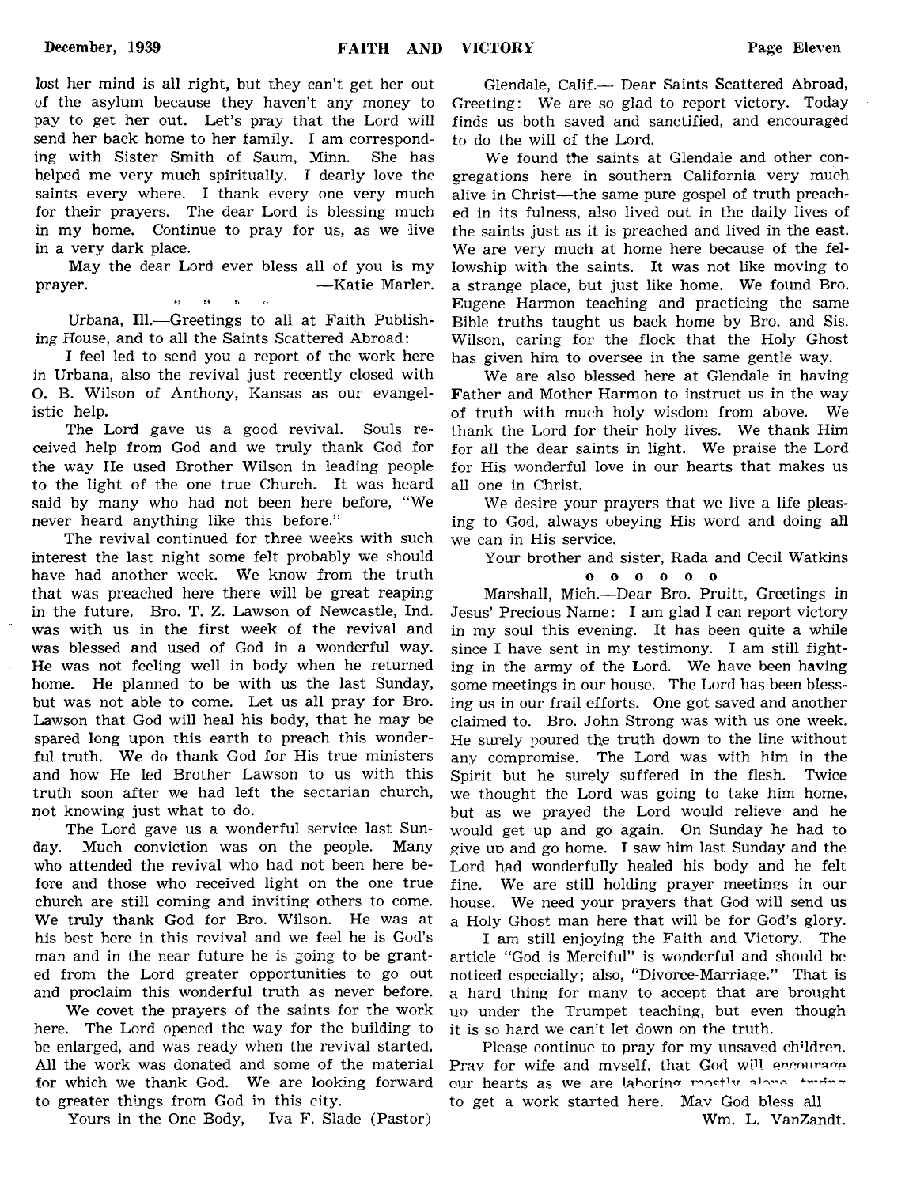lost her mind is all right, but they can't get her out of the asylum because they haven't any money to pay to get her out. Let's pray that the Lord will send her back home to her family. I am corresponding with Sister Smith of Saum, Minn. She has helped me very much spiritually. I dearly love the saints every where. I thank every one very much for their prayers. The dear Lord is blessing much in my home. Continue to pray for us, as we live in a very dark place.

May the dear Lord ever bless all of you is my prayer. —Katie Marler.

Urbana, Ill.—Greetings to all at Faith Publishing House, and to all the Saints Scattered Abroad:

I feel led to send you a report of the work here in Urbana, also the revival just recently closed with O. B. Wilson of Anthony, Kansas as our evangelistic help.

The Lord gave us a good revival. Souls received help from God and we truly thank God for the way He used Brother Wilson in leading people to the light of the one true Church. It was heard said by many who had not been here before, "We never heard anything like this before."

The revival continued for three weeks with such interest the last night some felt probably we should have had another week. We know from the truth that was preached here there will be great reaping in the future. Bro. T. Z. Lawson of Newcastle, Ind. was with us in the first week of the revival and was blessed and used of God in a wonderful way. He was not feeling well in body when he returned home. He planned to be with us the last Sunday, but was not able to come. Let us all pray for Bro. Lawson that God will heal his body, that he may be spared long upon this earth to preach this wonderful truth. We do thank God for His true ministers and how He led Brother Lawson to us with this truth soon after we had left the sectarian church, not knowing just what to do.

The Lord gave us a wonderful service last Sunday. Much conviction was on the people. Many who attended the revival who had not been here before and those who received light on the one true church are still coming and inviting others to come. We truly thank God for Bro. Wilson. He was at his best here in this revival and we feel he is God's man and in the near future he is going to be granted from the Lord greater opportunities to go out and proclaim this wonderful truth as never before.

We covet the prayers of the saints for the work here. The Lord opened the way for the building to be enlarged, and was ready when the revival started. All the work was donated and some of the material for which we thank God. We are looking forward to greater things from God in this city.

Yours in the One Body, Iva F. Slade (Pastor)

Glendale, Calif.— Dear Saints Scattered Abroad, Greeting: We are so glad to report victory. Today finds us both saved and sanctified, and encouraged to do the will of the Lord.

We found the saints at Glendale and other congregations here in southern California very much alive in Christ—the same pure gospel of truth preached in its fulness, also lived out in the daily lives of the saints just as it is preached and lived in the east. We are very much at home here because of the fellowship with the saints. It was not like moving to a strange place, but just like home. We found Bro. Eugene Harmon teaching and practicing the same Bible truths taught us back home by Bro. and Sis. Wilson, caring for the flock that the Holy Ghost has given him to oversee in the same gentle way.

We are also blessed here at Glendale in having Father and Mother Harmon to instruct us in the way of truth with much holy wisdom from above. We thank the Lord for their holy lives. We thank Him for all the dear saints in light. We praise the Lord for His wonderful love in our hearts that makes us all one in Christ.

We desire your prayers that we live a life pleasing to God, always obeying His word and doing all we can in His service.

Your brother and sister, Rada and Cecil Watkins

o o o o o o

Marshall, Mich.—Dear Bro. Pruitt, Greetings in Jesus' Precious Name: I am glad I can report victory in my soul this evening. It has been quite a while since I have sent in my testimony. I am still fighting in the army of the Lord. We have been having some meetings in our house. The Lord has been blessing us in our frail efforts. One got saved and another claimed to. Bro. John Strong was with us one week. He surely poured the truth down to the line without any compromise. The Lord was with him in the Spirit but he surely suffered in the flesh. Twice we thought the Lord was going to take him home, but as we prayed the Lord would relieve and he would get up and go again. On Sunday he had to give up and go home. I saw him last Sunday and the Lord had wonderfully healed his body and he felt fine. We are still holding prayer meetings in our house. We need your prayers that God will send us a Holy Ghost man here that will be for God's glory.

I am still enjoying the Faith and Victory. The article "God is Merciful" is wonderful and should be noticed especially; also, "Divorce-Marriage." That is a hard thing for many to accept that are brought up under the Trumpet teaching, but even though it is so hard we can't let down on the truth.

Please continue to pray for my unsaved children. Pray for wife and myself, that God will encourage our hearts as we are laboring mostly alone, trying to get a work started here. May God bless all

Wm. L. VanZandt.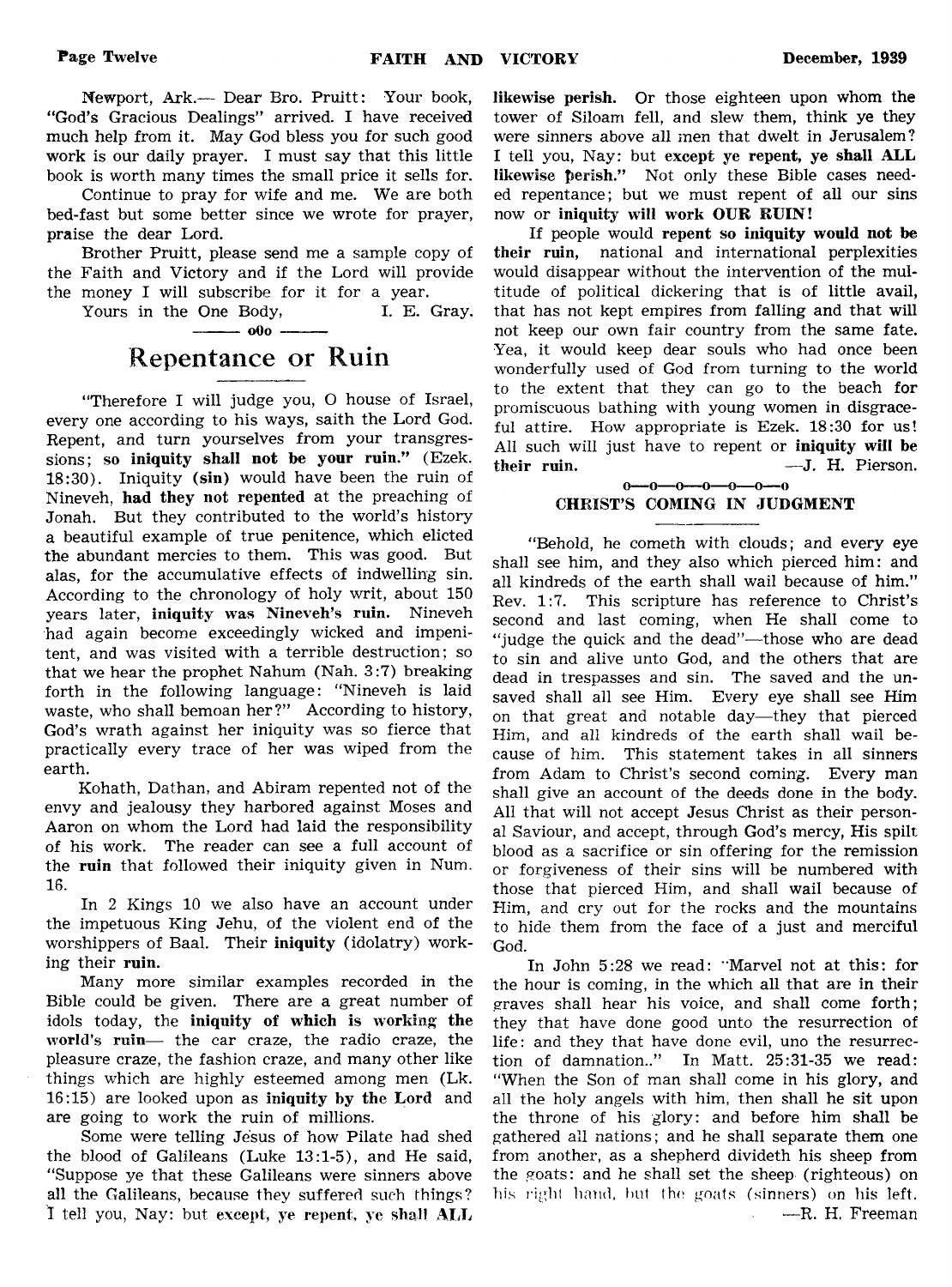Newport, Ark.— Dear Bro. Pruitt: Your book, "God's Gracious Dealings" arrived. I have received much help from it. May God bless you for such good work is our daily prayer. I must say that this little book is worth many times the small price it sells for.

Continue to pray for wife and me. We are both bed-fast but some better since we wrote for prayer, praise the dear Lord.

Brother Pruitt, please send me a sample copy of the Faith and Victory and if the Lord will provide the money I will subscribe for it for a year.

Yours in the One Body, I. E. Gray.

——— o0o ———

## Repentance or Ruin

"Therefore I will judge you, O house of Israel, every one according to his ways, saith the Lord God. Repent, and turn yourselves from your transgressions; **so iniquity shall not be your ruin."** (Ezek. 18:30). Iniquity **(sin)** would have been the ruin of Nineveh, **had they not repented** at the preaching of Jonah. But they contributed to the world's history a beautiful example of true penitence, which elicted the abundant mercies to them. This was good. But alas, for the accumulative effects of indwelling sin. According to the chronology of holy writ, about 150 years later, **iniquity was Nineveh's ruin.** Nineveh had again become exceedingly wicked and impenitent, and was visited with a terrible destruction; so that we hear the prophet Nahum (Nah. 3:7) breaking forth in the following language: "Nineveh is laid waste, who shall bemoan her?" According to history, God's wrath against her iniquity was so fierce that practically every trace of her was wiped from the earth.

Kohath, Dathan, and Abiram repented not of the envy and jealousy they harbored against Moses and Aaron on whom the Lord had laid the responsibility of his work. The reader can see a full account of the **ruin** that followed their iniquity given in Num. 16.

In 2 Kings 10 we also have an account under the impetuous King Jehu, of the violent end of the worshippers of Baal. Their **iniquity** (idolatry) working their **ruin.**

Many more similar examples recorded in the Bible could be given. There are a great number of idols today, the **iniquity of which is working the world's ruin**— the car craze, the radio craze, the pleasure craze, the fashion craze, and many other like things which are highly esteemed among men (Lk. 16:15) are looked upon as **iniquity by the Lord** and are going to work the ruin of millions.

Some were telling Jesus of how Pilate had shed the blood of Galileans (Luke 13:1-5), and He said, "Suppose ye that these Galileans were sinners above all the Galileans, because they suffered such things? I tell you, Nay: but **except, ye repent, ye shall ALL likewise perish.** Or those eighteen upon whom the tower of Siloam fell, and slew them, think ye they were sinners above all men that dwelt in Jerusalem? I tell you, Nay: but **except ye repent, ye shall ALL likewise perish."** Not only these Bible cases needed repentance; but we must repent of all our sins now or **iniquity will work OUR RUIN!**

If people would **repent so iniquity would not be their ruin,** national and international perplexities would disappear without the intervention of the multitude of political dickering that is of little avail, that has not kept empires from falling and that will not keep our own fair country from the same fate. Yea, it would keep dear souls who had once been wonderfully used of God from turning to the world to the extent that they can go to the beach for promiscuous bathing with young women in disgraceful attire. How appropriate is Ezek. 18:30 for us! All such will just have to repent or **iniquity will be their ruin.** —J. H. Pierson.

o—o—o—o—o—o—o

### CHRIST'S COMING IN JUDGMENT

"Behold, he cometh with clouds; and every eye shall see him, and they also which pierced him: and all kindreds of the earth shall wail because of him." Rev. 1:7. This scripture has reference to Christ's second and last coming, when He shall come to "judge the quick and the dead"—those who are dead to sin and alive unto God, and the others that are dead in trespasses and sin. The saved and the unsaved shall all see Him. Every eye shall see Him on that great and notable day—they that pierced Him, and all kindreds of the earth shall wail because of him. This statement takes in all sinners from Adam to Christ's second coming. Every man shall give an account of the deeds done in the body. All that will not accept Jesus Christ as their personal Saviour, and accept, through God's mercy, His spilt blood as a sacrifice or sin offering for the remission or forgiveness of their sins will be numbered with those that pierced Him, and shall wail because of Him, and cry out for the rocks and the mountains to hide them from the face of a just and merciful God.

In John 5:28 we read: "Marvel not at this: for the hour is coming, in the which all that are in their graves shall hear his voice, and shall come forth; they that have done good unto the resurrection of life: and they that have done evil, uno the resurrection of damnation.." In Matt. 25:31-35 we read: "When the Son of man shall come in his glory, and all the holy angels with him, then shall he sit upon the throne of his glory: and before him shall be gathered all nations; and he shall separate them one from another, as a shepherd divideth his sheep from the goats: and he shall set the sheep (righteous) on his right hand, but the goats (sinners) on his left.

—R. H. Freeman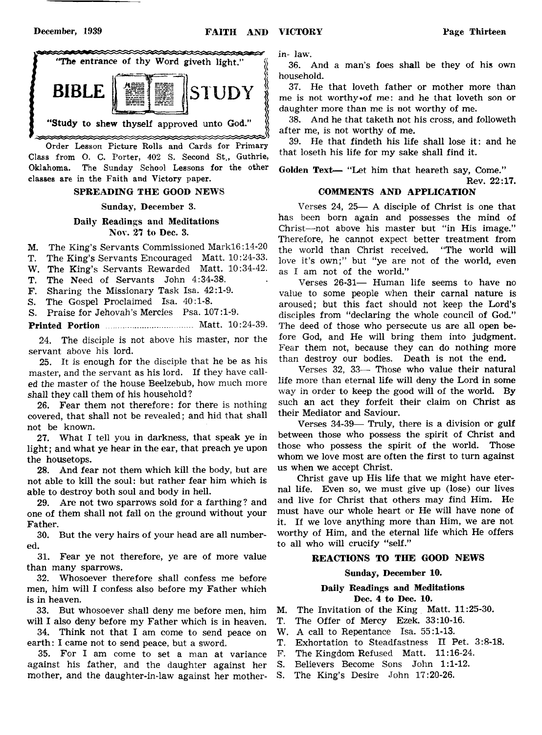"The entrance of thy Word giveth light."

**BIBLE STUDY**

"Study to shew thyself approved unto God."

Order Lesson Picture Rolls and Cards for Primary Class from O. C. Porter, 402 S. Second St., Guthrie, Oklahoma. The Sunday School Lessons for the other classes are in the Faith and Victory paper.

## SPREADING THE GOOD NEWS

**Sunday, December 3.**

**Daily Readings and Meditations**
**Nov. 27 to Dec. 3.**

M. The King's Servants Commissioned Mark16:14-20
T. The King's Servants Encouraged Matt. 10:24-33.
W. The King's Servants Rewarded Matt. 10:34-42.
T. The Need of Servants John 4:34-38.
F. Sharing the Missionary Task Isa. 42:1-9.
S. The Gospel Proclaimed Isa. 40:1-8.
S. Praise for Jehovah's Mercies Psa. 107:1-9.

**Printed Portion** .................................. Matt. 10:24-39.

24. The disciple is not above his master, nor the servant above his lord.

25. It is enough for the disciple that he be as his master, and the servant as his lord. If they have called the master of the house Beelzebub, how much more shall they call them of his household?

26. Fear them not therefore: for there is nothing covered, that shall not be revealed; and hid that shall not be known.

27. What I tell you in darkness, that speak ye in light; and what ye hear in the ear, that preach ye upon the housetops.

28. And fear not them which kill the body, but are not able to kill the soul: but rather fear him which is able to destroy both soul and body in hell.

29. Are not two sparrows sold for a farthing? and one of them shall not fall on the ground without your Father.

30. But the very hairs of your head are all numbered.

31. Fear ye not therefore, ye are of more value than many sparrows.

32. Whosoever therefore shall confess me before men, him will I confess also before my Father which is in heaven.

33. But whosoever shall deny me before men, him will I also deny before my Father which is in heaven.

34. Think not that I am come to send peace on earth: I came not to send peace, but a sword.

35. For I am come to set a man at variance against his father, and the daughter against her mother, and the daughter-in-law against her mother-in- law.

36. And a man's foes shall be they of his own household.

37. He that loveth father or mother more than me is not worthy of me: and he that loveth son or daughter more than me is not worthy of me.

38. And he that taketh not his cross, and followeth after me, is not worthy of me.

39. He that findeth his life shall lose it: and he that loseth his life for my sake shall find it.

**Golden Text—** "Let him that heareth say, Come." Rev. 22:17.

### COMMENTS AND APPLICATION

Verses 24, 25— A disciple of Christ is one that has been born again and possesses the mind of Christ—not above his master but "in His image." Therefore, he cannot expect better treatment from the world than Christ received. "The world will love it's own;" but "ye are not of the world, even as I am not of the world."

Verses 26-31— Human life seems to have no value to some people when their carnal nature is aroused; but this fact should not keep the Lord's disciples from "declaring the whole council of God." The deed of those who persecute us are all open before God, and He will bring them into judgment. Fear them not, because they can do nothing more than destroy our bodies. Death is not the end.

Verses 32, 33— Those who value their natural life more than eternal life will deny the Lord in some way in order to keep the good will of the world. By such an act they forfeit their claim on Christ as their Mediator and Saviour.

Verses 34-39— Truly, there is a division or gulf between those who possess the spirit of Christ and those who possess the spirit of the world. Those whom we love most are often the first to turn against us when we accept Christ.

Christ gave up His life that we might have eternal life. Even so, we must give up (lose) our lives and live for Christ that others may find Him. He must have our whole heart or He will have none of it. If we love anything more than Him, we are not worthy of Him, and the eternal life which He offers to all who will crucify "self."

## REACTIONS TO THE GOOD NEWS

**Sunday, December 10.**

**Daily Readings and Meditations**
**Dec. 4 to Dec. 10.**

M. The Invitation of the King Matt. 11:25-30.
T. The Offer of Mercy Ezek. 33:10-16.
W. A call to Repentance Isa. 55:1-13.
T. Exhortation to Steadfastness II Pet. 3:8-18.
F. The Kingdom Refused Matt. 11:16-24.
S. Believers Become Sons John 1:1-12.
S. The King's Desire John 17:20-26.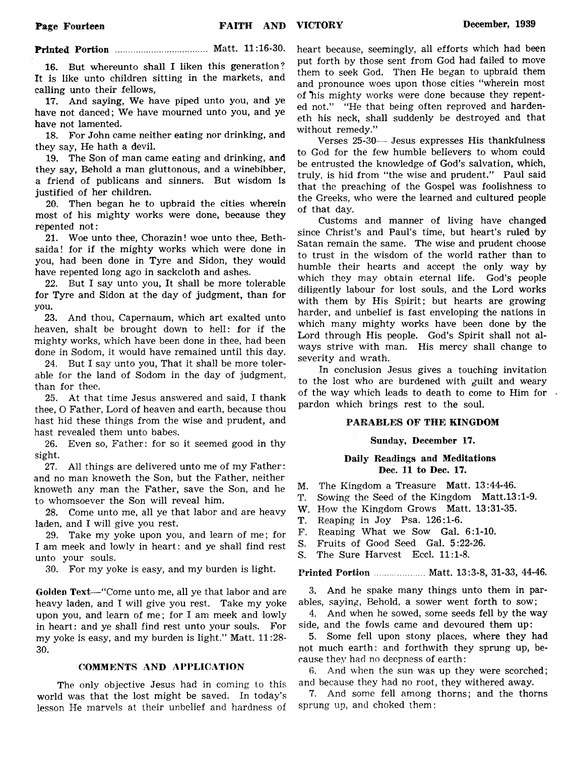**Printed Portion** .................................... Matt. 11:16-30.

16. But whereunto shall I liken this generation? It is like unto children sitting in the markets, and calling unto their fellows,

17. And saying, We have piped unto you, and ye have not danced; We have mourned unto you, and ye have not lamented.

18. For John came neither eating nor drinking, and they say, He hath a devil.

19. The Son of man came eating and drinking, and they say, Behold a man gluttonous, and a winebibber, a friend of publicans and sinners. But wisdom is justified of her children.

20. Then began he to upbraid the cities wherein most of his mighty works were done, because they repented not:

21. Woe unto thee, Chorazin! woe unto thee, Bethsaida! for if the mighty works which were done in you, had been done in Tyre and Sidon, they would have repented long ago in sackcloth and ashes.

22. But I say unto you, It shall be more tolerable for Tyre and Sidon at the day of judgment, than for you.

23. And thou, Capernaum, which art exalted unto heaven, shalt be brought down to hell: for if the mighty works, which have been done in thee, had been done in Sodom, it would have remained until this day.

24. But I say unto you, That it shall be more tolerable for the land of Sodom in the day of judgment, than for thee.

25. At that time Jesus answered and said, I thank thee, O Father, Lord of heaven and earth, because thou hast hid these things from the wise and prudent, and hast revealed them unto babes.

26. Even so, Father: for so it seemed good in thy sight.

27. All things are delivered unto me of my Father: and no man knoweth the Son, but the Father, neither knoweth any man the Father, save the Son, and he to whomsoever the Son will reveal him.

28. Come unto me, all ye that labor and are heavy laden, and I will give you rest.

29. Take my yoke upon you, and learn of me; for I am meek and lowly in heart: and ye shall find rest unto your souls.

30. For my yoke is easy, and my burden is light.

**Golden Text**—"Come unto me, all ye that labor and are heavy laden, and I will give you rest. Take my yoke upon you, and learn of me; for I am meek and lowly in heart: and ye shall find rest unto your souls. For my yoke is easy, and my burden is light." Matt. 11:28-30.

### COMMENTS AND APPLICATION

The only objective Jesus had in coming to this world was that the lost might be saved. In today's lesson He marvels at their unbelief and hardness of heart because, seemingly, all efforts which had been put forth by those sent from God had failed to move them to seek God. Then He began to upbraid them and pronounce woes upon those cities "wherein most of his mighty works were done because they repented not." "He that being often reproved and hardeneth his neck, shall suddenly be destroyed and that without remedy."

Verses 25-30— Jesus expresses His thankfulness to God for the few humble believers to whom could be entrusted the knowledge of God's salvation, which, truly, is hid from "the wise and prudent." Paul said that the preaching of the Gospel was foolishness to the Greeks, who were the learned and cultured people of that day.

Customs and manner of living have changed since Christ's and Paul's time, but heart's ruled by Satan remain the same. The wise and prudent choose to trust in the wisdom of the world rather than to humble their hearts and accept the only way by which they may obtain eternal life. God's people diligently labour for lost souls, and the Lord works with them by His Spirit; but hearts are growing harder, and unbelief is fast enveloping the nations in which many mighty works have been done by the Lord through His people. God's Spirit shall not always strive with man. His mercy shall change to severity and wrath.

In conclusion Jesus gives a touching invitation to the lost who are burdened with guilt and weary of the way which leads to death to come to Him for pardon which brings rest to the soul.

## PARABLES OF THE KINGDOM

**Sunday, December 17.**

**Daily Readings and Meditations**
**Dec. 11 to Dec. 17.**

M. The Kingdom a Treasure Matt. 13:44-46.
T. Sowing the Seed of the Kingdom Matt.13:1-9.
W. How the Kingdom Grows Matt. 13:31-35.
T. Reaping in Joy Psa. 126:1-6.
F. Reaping What we Sow Gal. 6:1-10.
S. Fruits of Good Seed Gal. 5:22-26.
S. The Sure Harvest Eccl. 11:1-8.

**Printed Portion** .................... Matt. 13:3-8, 31-33, 44-46.

3. And he spake many things unto them in parables, saying, Behold, a sower went forth to sow;

4. And when he sowed, some seeds fell by the way side, and the fowls came and devoured them up:

5. Some fell upon stony places, where they had not much earth: and forthwith they sprung up, because they had no deepness of earth:

6. And when the sun was up they were scorched; and because they had no root, they withered away.

7. And some fell among thorns; and the thorns sprung up, and choked them: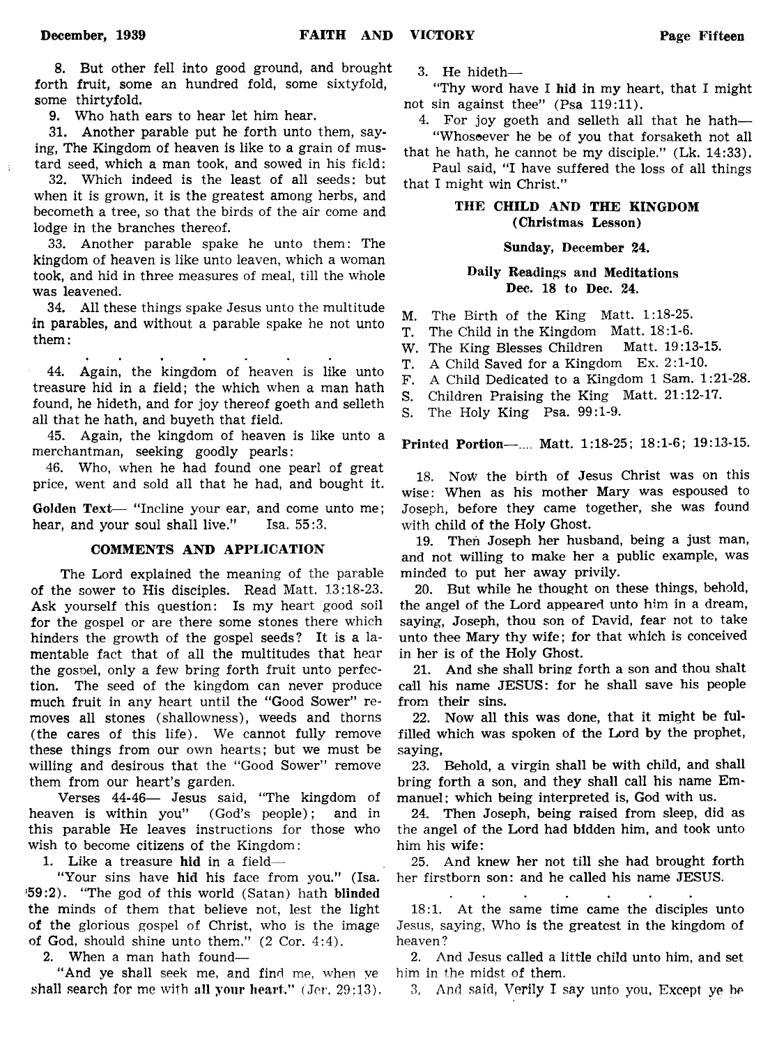8. But other fell into good ground, and brought forth fruit, some an hundred fold, some sixtyfold, some thirtyfold.

9. Who hath ears to hear let him hear.

31. Another parable put he forth unto them, saying, The Kingdom of heaven is like to a grain of mustard seed, which a man took, and sowed in his field:

32. Which indeed is the least of all seeds: but when it is grown, it is the greatest among herbs, and becometh a tree, so that the birds of the air come and lodge in the branches thereof.

33. Another parable spake he unto them: The kingdom of heaven is like unto leaven, which a woman took, and hid in three measures of meal, till the whole was leavened.

34. All these things spake Jesus unto the multitude in parables, and without a parable spake he not unto them:

. . . . . . .

44. Again, the kingdom of heaven is like unto treasure hid in a field; the which when a man hath found, he hideth, and for joy thereof goeth and selleth all that he hath, and buyeth that field.

45. Again, the kingdom of heaven is like unto a merchantman, seeking goodly pearls:

46. Who, when he had found one pearl of great price, went and sold all that he had, and bought it.

**Golden Text**— "Incline your ear, and come unto me; hear, and your soul shall live." Isa. 55:3.

### COMMENTS AND APPLICATION

The Lord explained the meaning of the parable of the sower to His disciples. Read Matt. 13:18-23. Ask yourself this question: Is my heart good soil for the gospel or are there some stones there which hinders the growth of the gospel seeds? It is a lamentable fact that of all the multitudes that hear the gospel, only a few bring forth fruit unto perfection. The seed of the kingdom can never produce much fruit in any heart until the "Good Sower" removes all stones (shallowness), weeds and thorns (the cares of this life). We cannot fully remove these things from our own hearts; but we must be willing and desirous that the "Good Sower" remove them from our heart's garden.

Verses 44-46— Jesus said, "The kingdom of heaven is within you" (God's people); and in this parable He leaves instructions for those who wish to become citizens of the Kingdom:

1. Like a treasure **hid** in a field—

"Your sins have **hid** his face from you." (Isa. 59:2). "The god of this world (Satan) hath **blinded** the minds of them that believe not, lest the light of the glorious gospel of Christ, who is the image of God, should shine unto them." (2 Cor. 4:4).

2. When a man hath found—

"And ye shall seek me, and find me, when ye shall search for me with **all your heart.**" (Jer. 29:13).

3. He hideth—

"Thy word have I **hid** in my heart, that I might not sin against thee" (Psa 119:11).

4. For joy goeth and selleth all that he hath—

"Whosoever he be of you that forsaketh not all that he hath, he cannot be my disciple." (Lk. 14:33).

Paul said, "I have suffered the loss of all things that I might win Christ."

### THE CHILD AND THE KINGDOM (Christmas Lesson)

**Sunday, December 24.**

**Daily Readings and Meditations Dec. 18 to Dec. 24.**

M. The Birth of the King Matt. 1:18-25.
T. The Child in the Kingdom Matt. 18:1-6.
W. The King Blesses Children Matt. 19:13-15.
T. A Child Saved for a Kingdom Ex. 2:1-10.
F. A Child Dedicated to a Kingdom 1 Sam. 1:21-28.
S. Children Praising the King Matt. 21:12-17.
S. The Holy King Psa. 99:1-9.

**Printed Portion**—.... Matt. 1:18-25; 18:1-6; 19:13-15.

18. Now the birth of Jesus Christ was on this wise: When as his mother Mary was espoused to Joseph, before they came together, she was found with child of the Holy Ghost.

19. Then Joseph her husband, being a just man, and not willing to make her a public example, was minded to put her away privily.

20. But while he thought on these things, behold, the angel of the Lord appeared unto him in a dream, saying, Joseph, thou son of David, fear not to take unto thee Mary thy wife; for that which is conceived in her is of the Holy Ghost.

21. And she shall bring forth a son and thou shalt call his name JESUS: for he shall save his people from their sins.

22. Now all this was done, that it might be fulfilled which was spoken of the Lord by the prophet, saying,

23. Behold, a virgin shall be with child, and shall bring forth a son, and they shall call his name Emmanuel; which being interpreted is, God with us.

24. Then Joseph, being raised from sleep, did as the angel of the Lord had bidden him, and took unto him his wife:

25. And knew her not till she had brought forth her firstborn son: and he called his name JESUS.

. . . . . . . .

18:1. At the same time came the disciples unto Jesus, saying, Who is the greatest in the kingdom of heaven?

2. And Jesus called a little child unto him, and set him in the midst of them.

3. And said, Verily I say unto you, Except ye be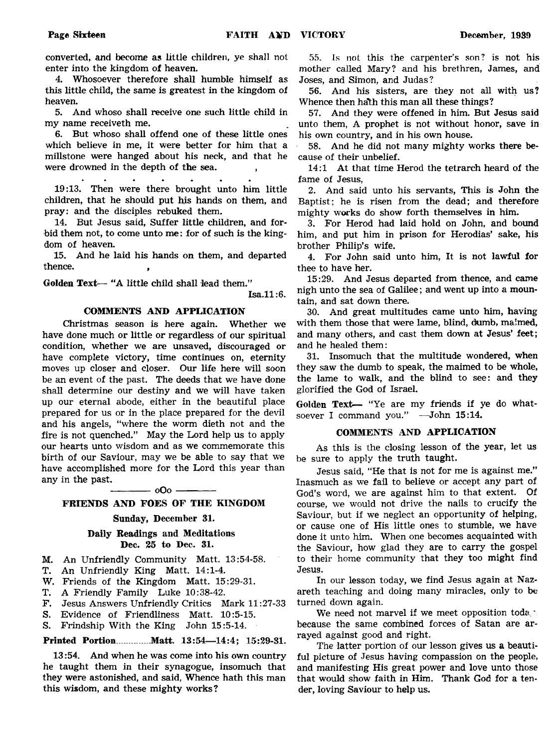converted, and become as little children, ye shall not enter into the kingdom of heaven.

4. Whosoever therefore shall humble himself as this little child, the same is greatest in the kingdom of heaven.

5. And whoso shall receive one such little child in my name receiveth me.

6. But whoso shall offend one of these little ones which believe in me, it were better for him that a millstone were hanged about his neck, and that he were drowned in the depth of the sea.

. . . . . . . . .

19:13. Then were there brought unto him little children, that he should put his hands on them, and pray: and the disciples rebuked them.

14. But Jesus said, Suffer little children, and forbid them not, to come unto me: for of such is the kingdom of heaven.

15. And he laid his hands on them, and departed thence.

**Golden Text**— "A little child shall lead them." Isa.11:6.

### COMMENTS AND APPLICATION

Christmas season is here again. Whether we have done much or little or regardless of our spiritual condition, whether we are unsaved, discouraged or have complete victory, time continues on, eternity moves up closer and closer. Our life here will soon be an event of the past. The deeds that we have done shall determine our destiny and we will have taken up our eternal abode, either in the beautiful place prepared for us or in the place prepared for the devil and his angels, "where the worm dieth not and the fire is not quenched." May the Lord help us to apply our hearts unto wisdom and as we commemorate this birth of our Saviour, may we be able to say that we have accomplished more for the Lord this year than any in the past.

———— oOo ————

## FRIENDS AND FOES OF THE KINGDOM

### Sunday, December 31.

### Daily Readings and Meditations
### Dec. 25 to Dec. 31.

M. An Unfriendly Community Matt. 13:54-58.
T. An Unfriendly King Matt. 14:1-4.
W. Friends of the Kingdom Matt. 15:29-31.
T. A Friendly Family Luke 10:38-42.
F. Jesus Answers Unfriendly Critics Mark 11:27-33
S. Evidence of Friendliness Matt. 10:5-15.
S. Frindship With the King John 15:5-14.

**Printed Portion**............Matt. 13:54—14:4; 15:29-31.

13:54. And when he was come into his own country he taught them in their synagogue, insomuch that they were astonished, and said, Whence hath this man this wisdom, and these mighty works?

55. Is not this the carpenter's son? is not his mother called Mary? and his brethren, James, and Joses, and Simon, and Judas?

56. And his sisters, are they not all with us? Whence then hath this man all these things?

57. And they were offened in him. But Jesus said unto them, A prophet is not without honor, save in his own country, and in his own house.

58. And he did not many mighty works there because of their unbelief.

14:1 At that time Herod the tetrarch heard of the fame of Jesus,

2. And said unto his servants, This is John the Baptist; he is risen from the dead; and therefore mighty works do show forth themselves in him.

3. For Herod had laid hold on John, and bound him, and put him in prison for Herodias' sake, his brother Philip's wife.

4. For John said unto him, It is not lawful for thee to have her.

15:29. And Jesus departed from thence, and came nigh unto the sea of Galilee; and went up into a mountain, and sat down there.

30. And great multitudes came unto him, having with them those that were lame, blind, dumb, maimed, and many others, and cast them down at Jesus' feet; and he healed them:

31. Insomuch that the multitude wondered, when they saw the dumb to speak, the maimed to be whole, the lame to walk, and the blind to see: and they glorified the God of Israel.

**Golden Text**— "Ye are my friends if ye do whatsoever I command you." —John 15:14.

### COMMENTS AND APPLICATION

As this is the closing lesson of the year, let us be sure to apply the truth taught.

Jesus said, "He that is not for me is against me." Inasmuch as we fail to believe or accept any part of God's word, we are against him to that extent. Of course, we would not drive the nails to crucify the Saviour, but if we neglect an opportunity of helping, or cause one of His little ones to stumble, we have done it unto him. When one becomes acquainted with the Saviour, how glad they are to carry the gospel to their home community that they too might find Jesus.

In our lesson today, we find Jesus again at Nazareth teaching and doing many miracles, only to be turned down again.

We need not marvel if we meet opposition today because the same combined forces of Satan are arrayed against good and right.

The latter portion of our lesson gives us a beautiful picture of Jesus having compassion on the people, and manifesting His great power and love unto those that would show faith in Him. Thank God for a tender, loving Saviour to help us.